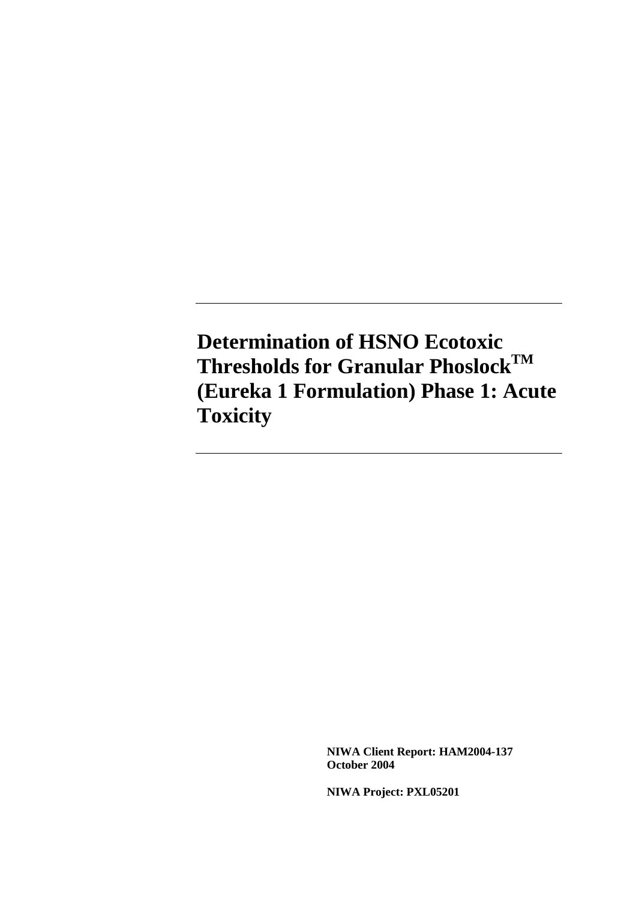# Determination of HSNO Ecotoxic Thresholds for Granular Phoslock$^{TM}$ (Eureka 1 Formulation) Phase 1: Acute Toxicity

**NIWA Client Report: HAM2004-137**
**October 2004**

**NIWA Project: PXL05201**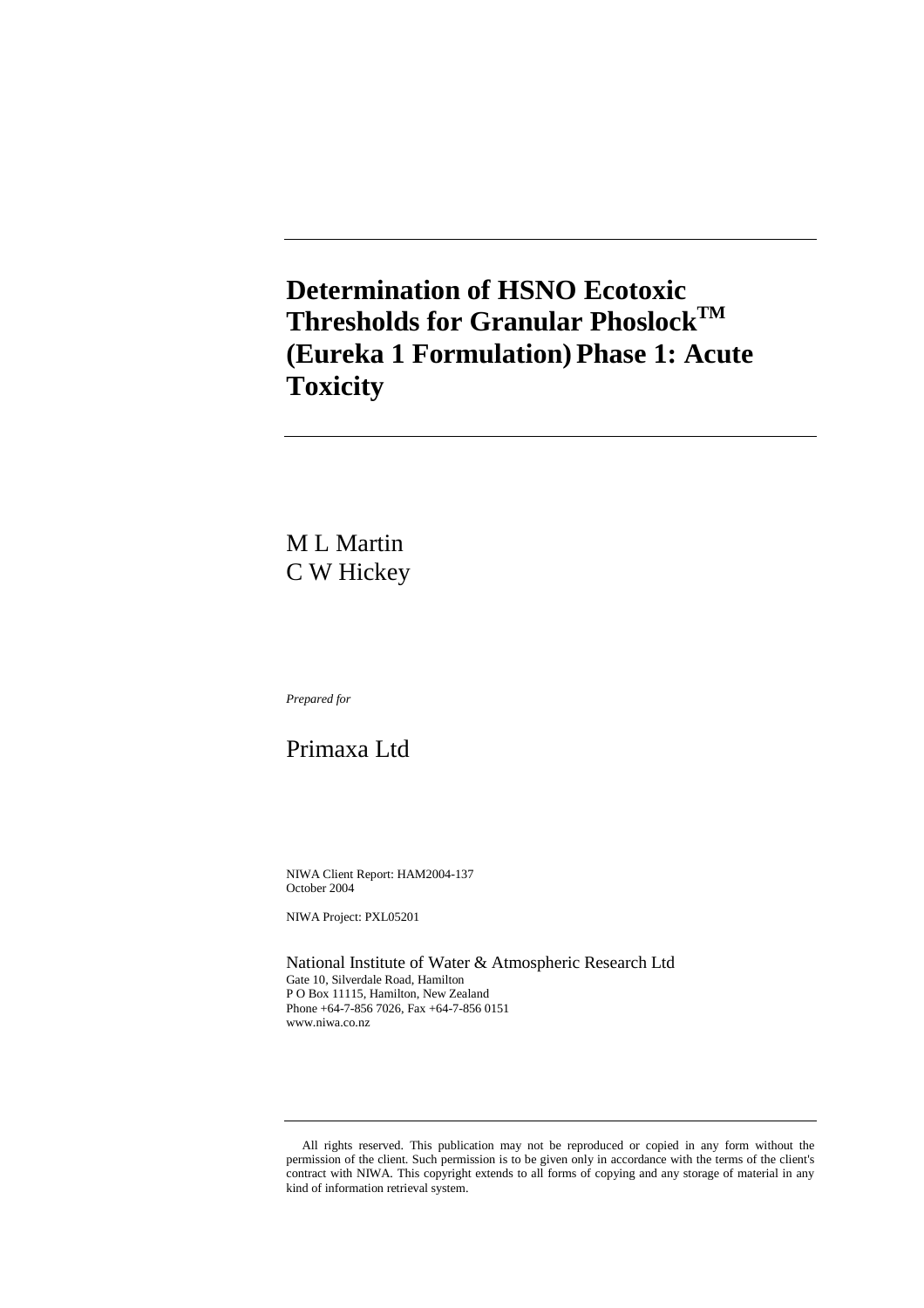# Determination of HSNO Ecotoxic Thresholds for Granular Phoslock™ (Eureka 1 Formulation) Phase 1: Acute Toxicity

M L Martin
C W Hickey

*Prepared for*

Primaxa Ltd

NIWA Client Report: HAM2004-137
October 2004

NIWA Project: PXL05201

National Institute of Water & Atmospheric Research Ltd
Gate 10, Silverdale Road, Hamilton
P O Box 11115, Hamilton, New Zealand
Phone +64-7-856 7026, Fax +64-7-856 0151
www.niwa.co.nz

All rights reserved. This publication may not be reproduced or copied in any form without the permission of the client. Such permission is to be given only in accordance with the terms of the client's contract with NIWA. This copyright extends to all forms of copying and any storage of material in any kind of information retrieval system.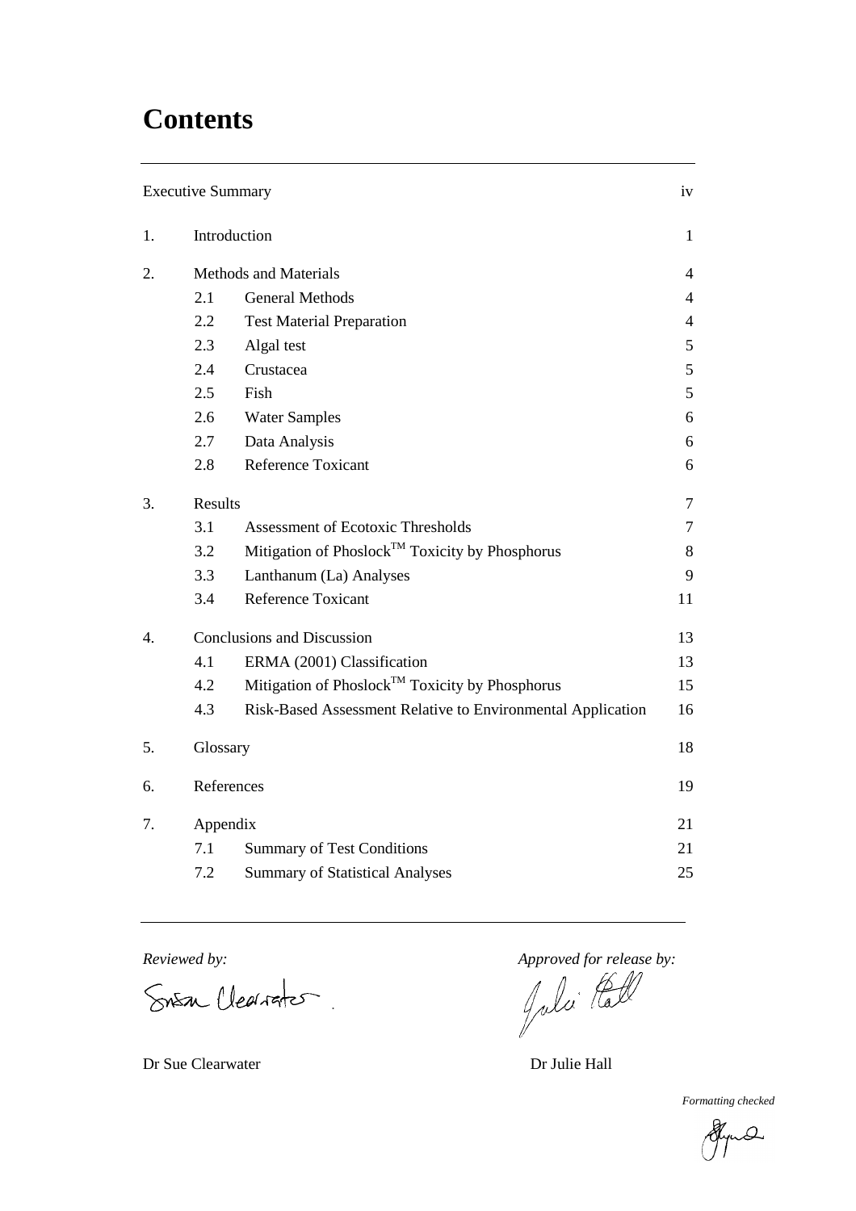# Contents

| | | | |
|---|---|---|---|
| Executive Summary | | | iv |
| 1. | Introduction | | 1 |
| 2. | Methods and Materials | | 4 |
| | 2.1 | General Methods | 4 |
| | 2.2 | Test Material Preparation | 4 |
| | 2.3 | Algal test | 5 |
| | 2.4 | Crustacea | 5 |
| | 2.5 | Fish | 5 |
| | 2.6 | Water Samples | 6 |
| | 2.7 | Data Analysis | 6 |
| | 2.8 | Reference Toxicant | 6 |
| 3. | Results | | 7 |
| | 3.1 | Assessment of Ecotoxic Thresholds | 7 |
| | 3.2 | Mitigation of Phoslock™ Toxicity by Phosphorus | 8 |
| | 3.3 | Lanthanum (La) Analyses | 9 |
| | 3.4 | Reference Toxicant | 11 |
| 4. | Conclusions and Discussion | | 13 |
| | 4.1 | ERMA (2001) Classification | 13 |
| | 4.2 | Mitigation of Phoslock™ Toxicity by Phosphorus | 15 |
| | 4.3 | Risk-Based Assessment Relative to Environmental Application | 16 |
| 5. | Glossary | | 18 |
| 6. | References | | 19 |
| 7. | Appendix | | 21 |
| | 7.1 | Summary of Test Conditions | 21 |
| | 7.2 | Summary of Statistical Analyses | 25 |

*Reviewed by:*

Dr Sue Clearwater

*Approved for release by:*

Dr Julie Hall

*Formatting checked*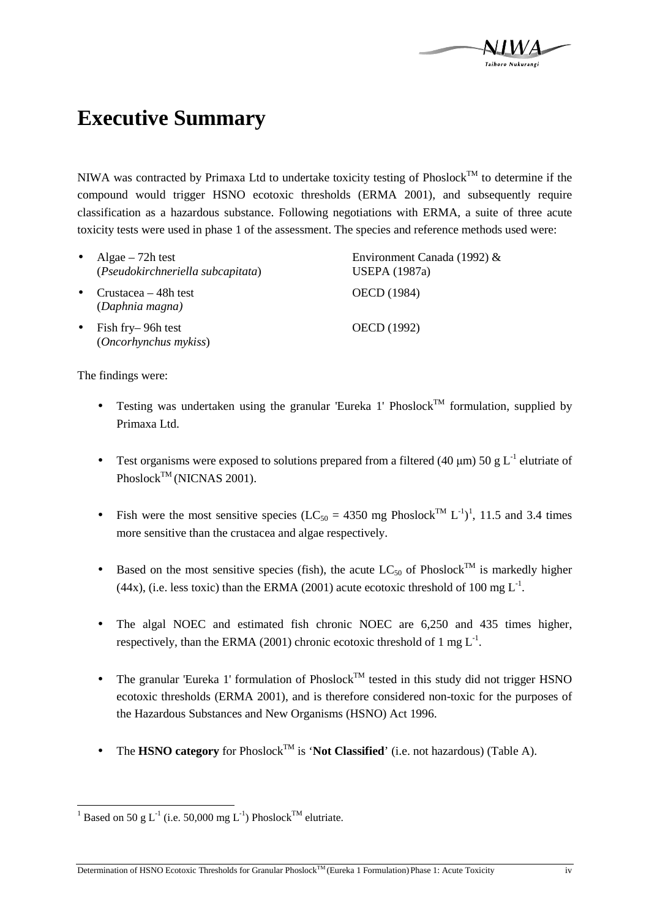# Executive Summary

NIWA was contracted by Primaxa Ltd to undertake toxicity testing of Phoslock™ to determine if the compound would trigger HSNO ecotoxic thresholds (ERMA 2001), and subsequently require classification as a hazardous substance. Following negotiations with ERMA, a suite of three acute toxicity tests were used in phase 1 of the assessment. The species and reference methods used were:

| | |
|---|---|
| • Algae – 72h test (*Pseudokirchneriella subcapitata*) | Environment Canada (1992) & USEPA (1987a) |
| • Crustacea – 48h test (*Daphnia magna)* | OECD (1984) |
| • Fish fry– 96h test (*Oncorhynchus mykiss*) | OECD (1992) |

The findings were:

- Testing was undertaken using the granular 'Eureka 1' Phoslock™ formulation, supplied by Primaxa Ltd.
- Test organisms were exposed to solutions prepared from a filtered (40 μm) 50 g $L^{-1}$ elutriate of Phoslock™ (NICNAS 2001).
- Fish were the most sensitive species ($LC_{50}$ = 4350 mg Phoslock™ $L^{-1}$)[1], 11.5 and 3.4 times more sensitive than the crustacea and algae respectively.
- Based on the most sensitive species (fish), the acute $LC_{50}$ of Phoslock™ is markedly higher (44x), (i.e. less toxic) than the ERMA (2001) acute ecotoxic threshold of 100 mg $L^{-1}$.
- The algal NOEC and estimated fish chronic NOEC are 6,250 and 435 times higher, respectively, than the ERMA (2001) chronic ecotoxic threshold of 1 mg $L^{-1}$.
- The granular 'Eureka 1' formulation of Phoslock™ tested in this study did not trigger HSNO ecotoxic thresholds (ERMA 2001), and is therefore considered non-toxic for the purposes of the Hazardous Substances and New Organisms (HSNO) Act 1996.
- The **HSNO category** for Phoslock™ is '**Not Classified**' (i.e. not hazardous) (Table A).

[1] Based on 50 g $L^{-1}$ (i.e. 50,000 mg $L^{-1}$) Phoslock™ elutriate.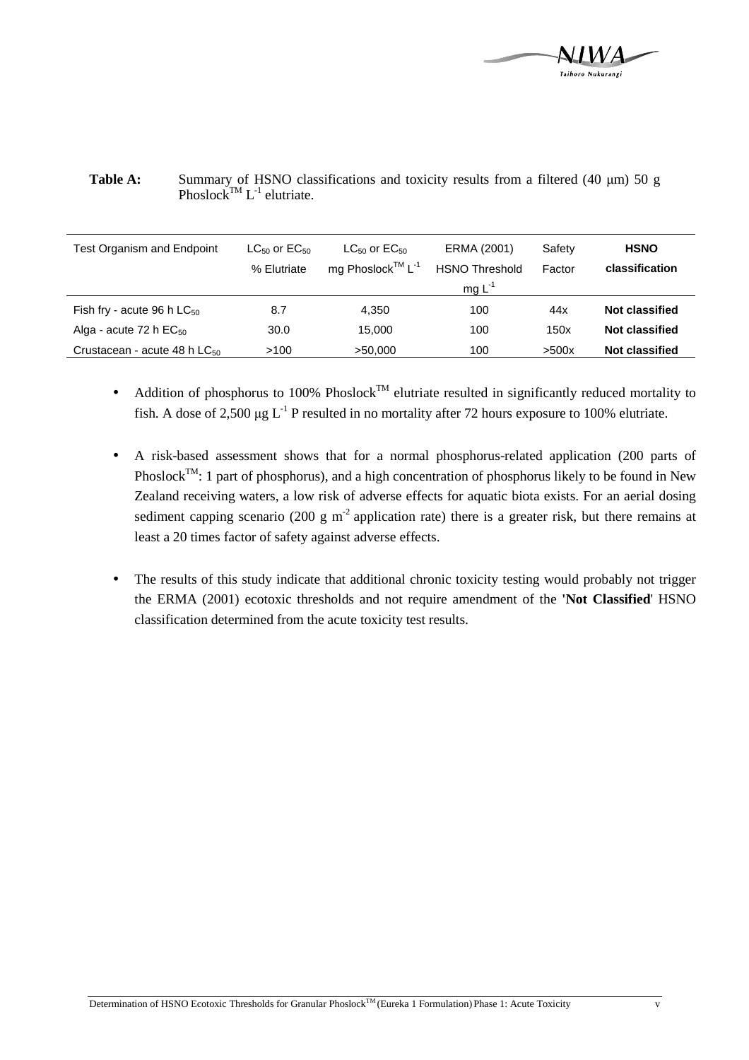**Table A:** Summary of HSNO classifications and toxicity results from a filtered (40 μm) 50 g Phoslock™ $L^{-1}$ elutriate.

| Test Organism and Endpoint | $LC_{50}$ or $EC_{50}$ % Elutriate | $LC_{50}$ or $EC_{50}$ mg Phoslock™ $L^{-1}$ | ERMA (2001) HSNO Threshold mg $L^{-1}$ | Safety Factor | **HSNO classification** |
|---|---|---|---|---|---|
| Fish fry - acute 96 h $LC_{50}$ | 8.7 | 4,350 | 100 | 44x | **Not classified** |
| Alga - acute 72 h $EC_{50}$ | 30.0 | 15,000 | 100 | 150x | **Not classified** |
| Crustacean - acute 48 h $LC_{50}$ | >100 | >50,000 | 100 | >500x | **Not classified** |

- Addition of phosphorus to 100% Phoslock™ elutriate resulted in significantly reduced mortality to fish. A dose of 2,500 μg $L^{-1}$ P resulted in no mortality after 72 hours exposure to 100% elutriate.

- A risk-based assessment shows that for a normal phosphorus-related application (200 parts of Phoslock™: 1 part of phosphorus), and a high concentration of phosphorus likely to be found in New Zealand receiving waters, a low risk of adverse effects for aquatic biota exists. For an aerial dosing sediment capping scenario (200 g $m^{-2}$ application rate) there is a greater risk, but there remains at least a 20 times factor of safety against adverse effects.

- The results of this study indicate that additional chronic toxicity testing would probably not trigger the ERMA (2001) ecotoxic thresholds and not require amendment of the **'Not Classified'** HSNO classification determined from the acute toxicity test results.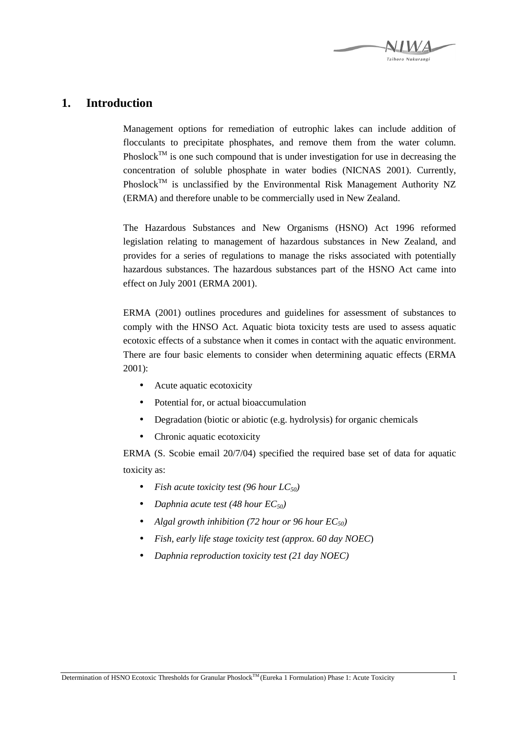# 1. Introduction

Management options for remediation of eutrophic lakes can include addition of flocculants to precipitate phosphates, and remove them from the water column. Phoslock$^{TM}$ is one such compound that is under investigation for use in decreasing the concentration of soluble phosphate in water bodies (NICNAS 2001). Currently, Phoslock$^{TM}$ is unclassified by the Environmental Risk Management Authority NZ (ERMA) and therefore unable to be commercially used in New Zealand.

The Hazardous Substances and New Organisms (HSNO) Act 1996 reformed legislation relating to management of hazardous substances in New Zealand, and provides for a series of regulations to manage the risks associated with potentially hazardous substances. The hazardous substances part of the HSNO Act came into effect on July 2001 (ERMA 2001).

ERMA (2001) outlines procedures and guidelines for assessment of substances to comply with the HNSO Act. Aquatic biota toxicity tests are used to assess aquatic ecotoxic effects of a substance when it comes in contact with the aquatic environment. There are four basic elements to consider when determining aquatic effects (ERMA 2001):

- Acute aquatic ecotoxicity
- Potential for, or actual bioaccumulation
- Degradation (biotic or abiotic (e.g. hydrolysis) for organic chemicals
- Chronic aquatic ecotoxicity

ERMA (S. Scobie email 20/7/04) specified the required base set of data for aquatic toxicity as:

- *Fish acute toxicity test (96 hour $LC_{50}$)*
- *Daphnia acute test (48 hour $EC_{50}$)*
- *Algal growth inhibition (72 hour or 96 hour $EC_{50}$)*
- *Fish, early life stage toxicity test (approx. 60 day NOEC*)
- *Daphnia reproduction toxicity test (21 day NOEC)*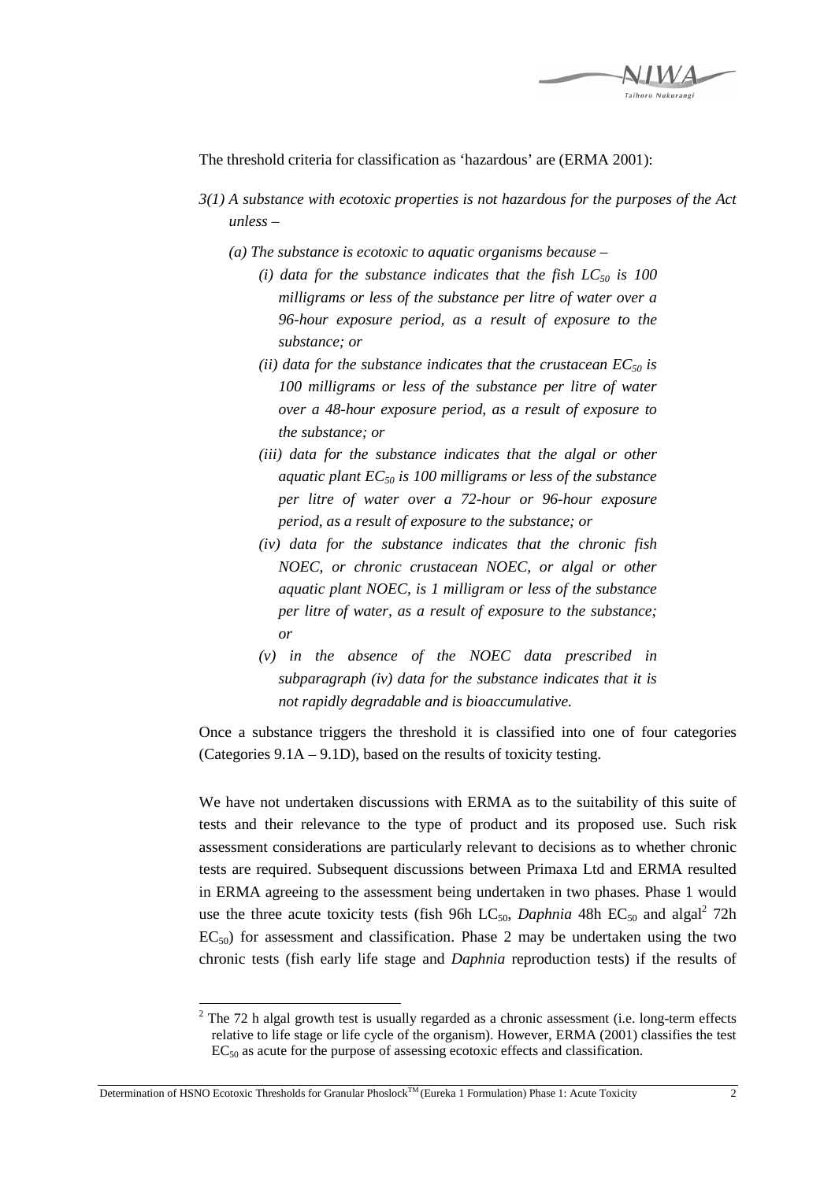The threshold criteria for classification as 'hazardous' are (ERMA 2001):

*3(1) A substance with ecotoxic properties is not hazardous for the purposes of the Act unless –*

*(a) The substance is ecotoxic to aquatic organisms because –*

*(i) data for the substance indicates that the fish $LC_{50}$ is 100 milligrams or less of the substance per litre of water over a 96-hour exposure period, as a result of exposure to the substance; or*

*(ii) data for the substance indicates that the crustacean $EC_{50}$ is 100 milligrams or less of the substance per litre of water over a 48-hour exposure period, as a result of exposure to the substance; or*

*(iii) data for the substance indicates that the algal or other aquatic plant $EC_{50}$ is 100 milligrams or less of the substance per litre of water over a 72-hour or 96-hour exposure period, as a result of exposure to the substance; or*

*(iv) data for the substance indicates that the chronic fish NOEC, or chronic crustacean NOEC, or algal or other aquatic plant NOEC, is 1 milligram or less of the substance per litre of water, as a result of exposure to the substance; or*

*(v) in the absence of the NOEC data prescribed in subparagraph (iv) data for the substance indicates that it is not rapidly degradable and is bioaccumulative.*

Once a substance triggers the threshold it is classified into one of four categories (Categories 9.1A – 9.1D), based on the results of toxicity testing.

We have not undertaken discussions with ERMA as to the suitability of this suite of tests and their relevance to the type of product and its proposed use. Such risk assessment considerations are particularly relevant to decisions as to whether chronic tests are required. Subsequent discussions between Primaxa Ltd and ERMA resulted in ERMA agreeing to the assessment being undertaken in two phases. Phase 1 would use the three acute toxicity tests (fish 96h $LC_{50}$, *Daphnia* 48h $EC_{50}$ and algal[2] 72h $EC_{50}$) for assessment and classification. Phase 2 may be undertaken using the two chronic tests (fish early life stage and *Daphnia* reproduction tests) if the results of

[2] The 72 h algal growth test is usually regarded as a chronic assessment (i.e. long-term effects relative to life stage or life cycle of the organism). However, ERMA (2001) classifies the test $EC_{50}$ as acute for the purpose of assessing ecotoxic effects and classification.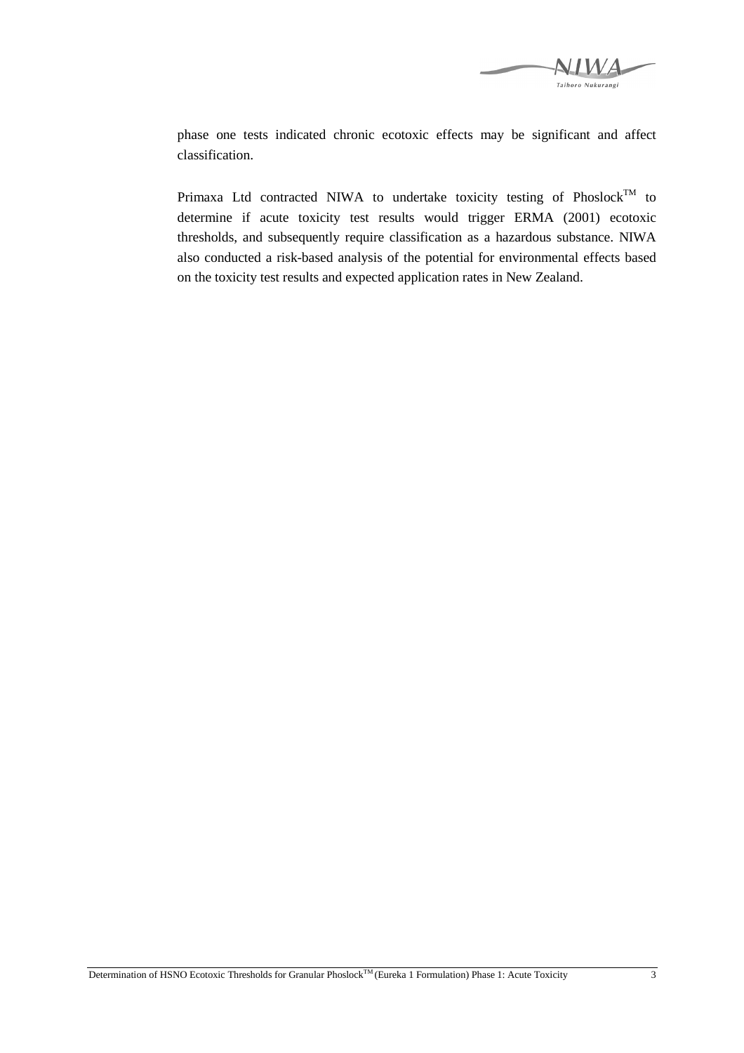phase one tests indicated chronic ecotoxic effects may be significant and affect classification.

Primaxa Ltd contracted NIWA to undertake toxicity testing of Phoslock$^{TM}$ to determine if acute toxicity test results would trigger ERMA (2001) ecotoxic thresholds, and subsequently require classification as a hazardous substance. NIWA also conducted a risk-based analysis of the potential for environmental effects based on the toxicity test results and expected application rates in New Zealand.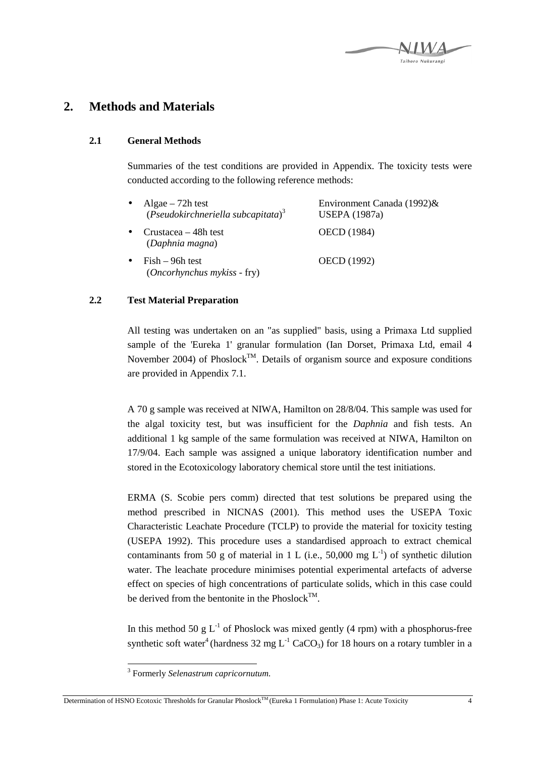## 2. Methods and Materials

### 2.1 General Methods

Summaries of the test conditions are provided in Appendix. The toxicity tests were conducted according to the following reference methods:

- Algae – 72h test (*Pseudokirchneriella subcapitata*)[3] — Environment Canada (1992)& USEPA (1987a)
- Crustacea – 48h test (*Daphnia magna*) — OECD (1984)
- Fish – 96h test (*Oncorhynchus mykiss* - fry) — OECD (1992)

### 2.2 Test Material Preparation

All testing was undertaken on an "as supplied" basis, using a Primaxa Ltd supplied sample of the 'Eureka 1' granular formulation (Ian Dorset, Primaxa Ltd, email 4 November 2004) of Phoslock™. Details of organism source and exposure conditions are provided in Appendix 7.1.

A 70 g sample was received at NIWA, Hamilton on 28/8/04. This sample was used for the algal toxicity test, but was insufficient for the *Daphnia* and fish tests. An additional 1 kg sample of the same formulation was received at NIWA, Hamilton on 17/9/04. Each sample was assigned a unique laboratory identification number and stored in the Ecotoxicology laboratory chemical store until the test initiations.

ERMA (S. Scobie pers comm) directed that test solutions be prepared using the method prescribed in NICNAS (2001). This method uses the USEPA Toxic Characteristic Leachate Procedure (TCLP) to provide the material for toxicity testing (USEPA 1992). This procedure uses a standardised approach to extract chemical contaminants from 50 g of material in 1 L (i.e., 50,000 mg $L^{-1}$) of synthetic dilution water. The leachate procedure minimises potential experimental artefacts of adverse effect on species of high concentrations of particulate solids, which in this case could be derived from the bentonite in the Phoslock™.

In this method 50 g $L^{-1}$ of Phoslock was mixed gently (4 rpm) with a phosphorus-free synthetic soft water[4] (hardness 32 mg $L^{-1}$ $CaCO_3$) for 18 hours on a rotary tumbler in a

[3] Formerly *Selenastrum capricornutum.*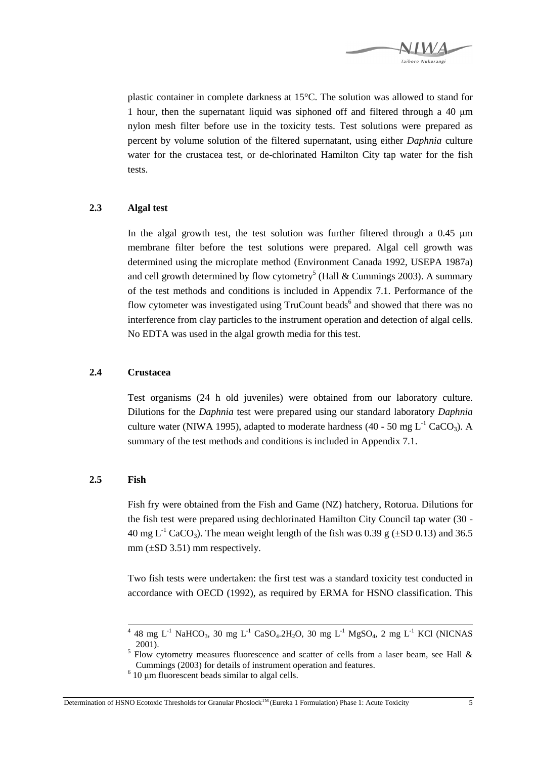plastic container in complete darkness at 15°C. The solution was allowed to stand for 1 hour, then the supernatant liquid was siphoned off and filtered through a 40 μm nylon mesh filter before use in the toxicity tests. Test solutions were prepared as percent by volume solution of the filtered supernatant, using either *Daphnia* culture water for the crustacea test, or de-chlorinated Hamilton City tap water for the fish tests.

### 2.3 Algal test

In the algal growth test, the test solution was further filtered through a 0.45 μm membrane filter before the test solutions were prepared. Algal cell growth was determined using the microplate method (Environment Canada 1992, USEPA 1987a) and cell growth determined by flow cytometry[5] (Hall & Cummings 2003). A summary of the test methods and conditions is included in Appendix 7.1. Performance of the flow cytometer was investigated using TruCount beads[6] and showed that there was no interference from clay particles to the instrument operation and detection of algal cells. No EDTA was used in the algal growth media for this test.

### 2.4 Crustacea

Test organisms (24 h old juveniles) were obtained from our laboratory culture. Dilutions for the *Daphnia* test were prepared using our standard laboratory *Daphnia* culture water (NIWA 1995), adapted to moderate hardness (40 - 50 mg $L^{-1}$ $CaCO_3$). A summary of the test methods and conditions is included in Appendix 7.1.

### 2.5 Fish

Fish fry were obtained from the Fish and Game (NZ) hatchery, Rotorua. Dilutions for the fish test were prepared using dechlorinated Hamilton City Council tap water (30 - 40 mg $L^{-1}$ $CaCO_3$). The mean weight length of the fish was 0.39 g (±SD 0.13) and 36.5 mm (±SD 3.51) mm respectively.

Two fish tests were undertaken: the first test was a standard toxicity test conducted in accordance with OECD (1992), as required by ERMA for HSNO classification. This

---

[4] 48 mg $L^{-1}$ $NaHCO_3$, 30 mg $L^{-1}$ $CaSO_4.2H_2O$, 30 mg $L^{-1}$ $MgSO_4$, 2 mg $L^{-1}$ KCl (NICNAS 2001).

[5] Flow cytometry measures fluorescence and scatter of cells from a laser beam, see Hall & Cummings (2003) for details of instrument operation and features.

[6] 10 μm fluorescent beads similar to algal cells.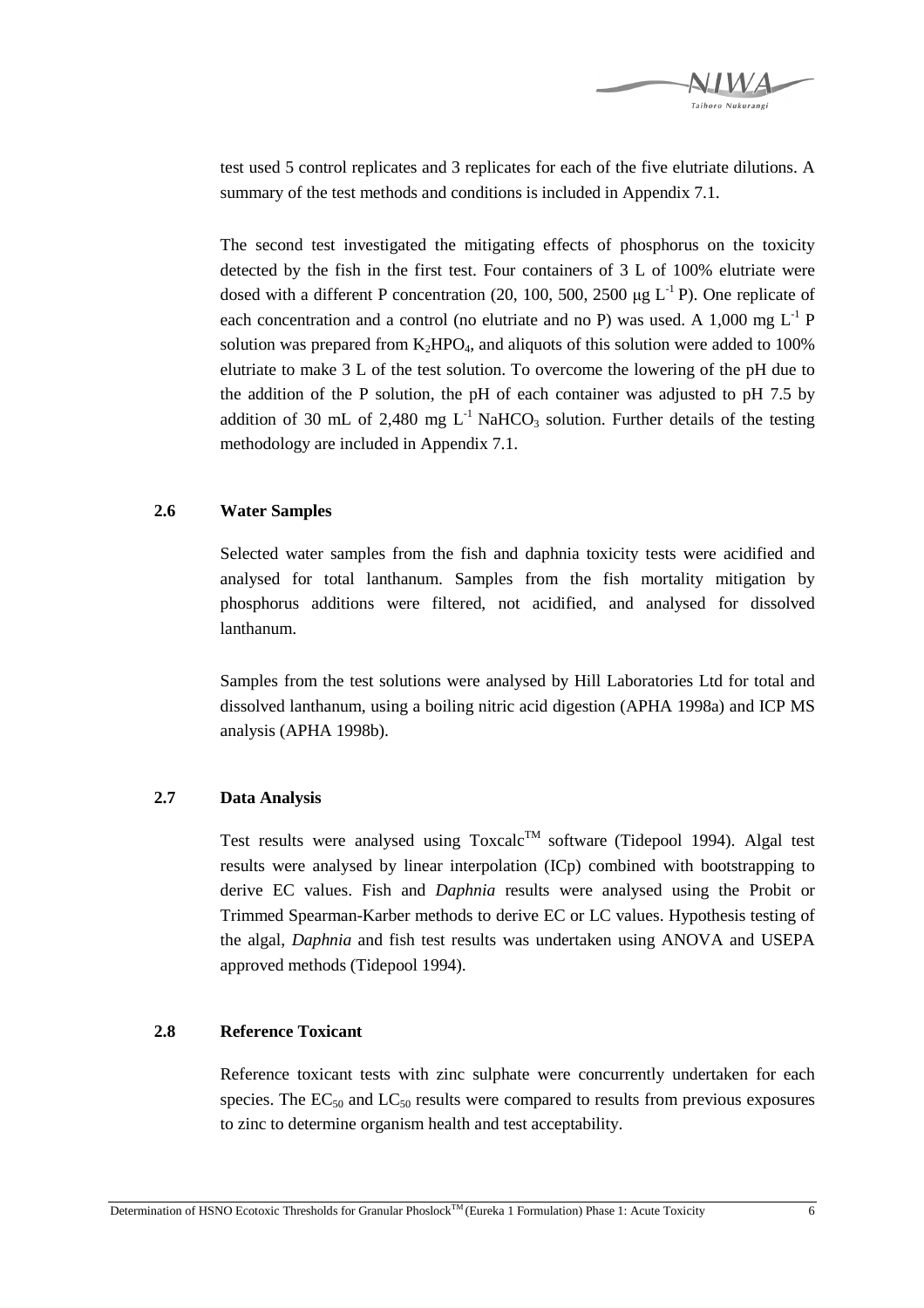test used 5 control replicates and 3 replicates for each of the five elutriate dilutions. A summary of the test methods and conditions is included in Appendix 7.1.

The second test investigated the mitigating effects of phosphorus on the toxicity detected by the fish in the first test. Four containers of 3 L of 100% elutriate were dosed with a different P concentration (20, 100, 500, 2500 μg $L^{-1}$ P). One replicate of each concentration and a control (no elutriate and no P) was used. A 1,000 mg $L^{-1}$ P solution was prepared from $K_2HPO_4$, and aliquots of this solution were added to 100% elutriate to make 3 L of the test solution. To overcome the lowering of the pH due to the addition of the P solution, the pH of each container was adjusted to pH 7.5 by addition of 30 mL of 2,480 mg $L^{-1}$ $NaHCO_3$ solution. Further details of the testing methodology are included in Appendix 7.1.

## 2.6 Water Samples

Selected water samples from the fish and daphnia toxicity tests were acidified and analysed for total lanthanum. Samples from the fish mortality mitigation by phosphorus additions were filtered, not acidified, and analysed for dissolved lanthanum.

Samples from the test solutions were analysed by Hill Laboratories Ltd for total and dissolved lanthanum, using a boiling nitric acid digestion (APHA 1998a) and ICP MS analysis (APHA 1998b).

## 2.7 Data Analysis

Test results were analysed using Toxcalc™ software (Tidepool 1994). Algal test results were analysed by linear interpolation (ICp) combined with bootstrapping to derive EC values. Fish and *Daphnia* results were analysed using the Probit or Trimmed Spearman-Karber methods to derive EC or LC values. Hypothesis testing of the algal, *Daphnia* and fish test results was undertaken using ANOVA and USEPA approved methods (Tidepool 1994).

## 2.8 Reference Toxicant

Reference toxicant tests with zinc sulphate were concurrently undertaken for each species. The $EC_{50}$ and $LC_{50}$ results were compared to results from previous exposures to zinc to determine organism health and test acceptability.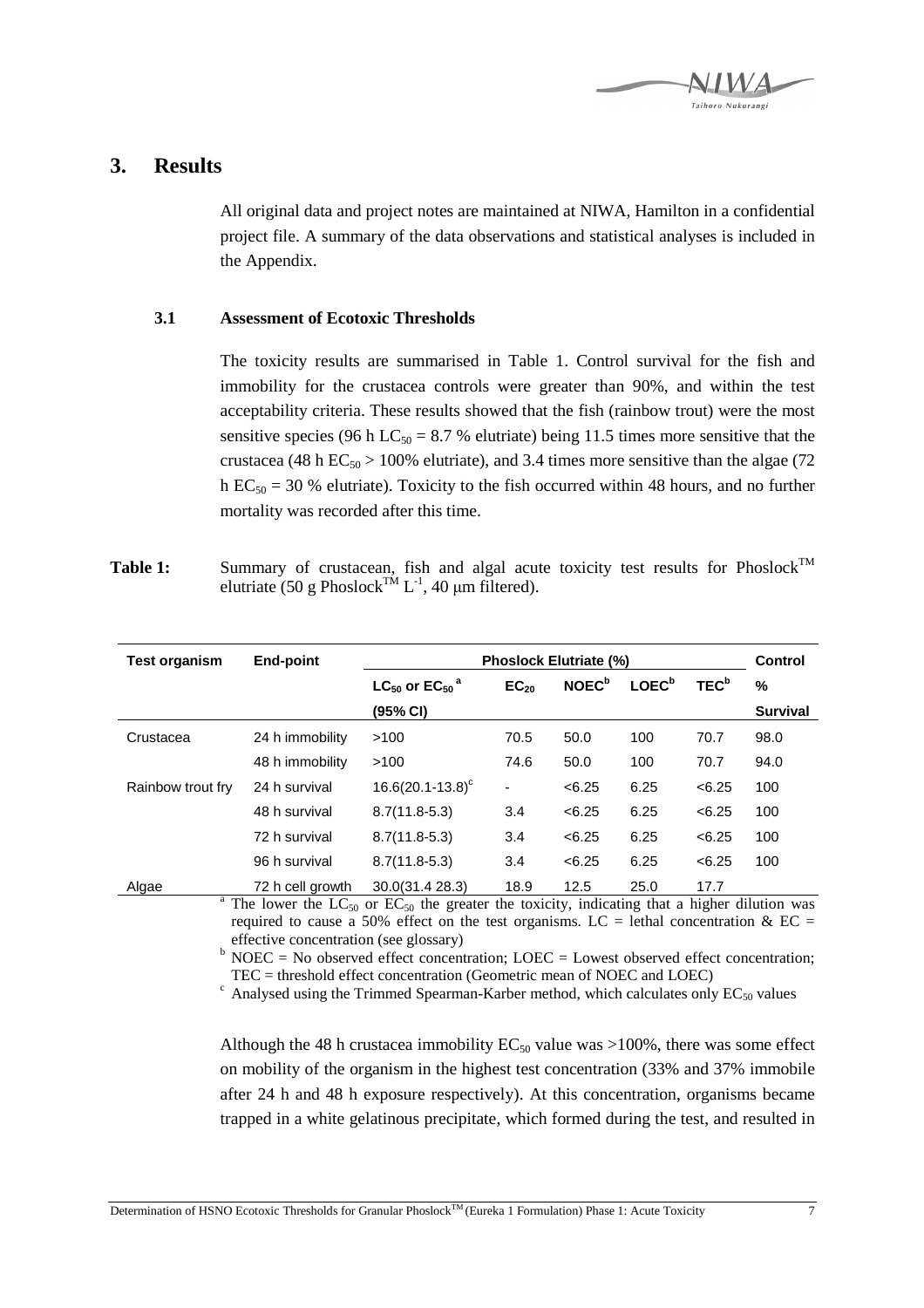# 3. Results

All original data and project notes are maintained at NIWA, Hamilton in a confidential project file. A summary of the data observations and statistical analyses is included in the Appendix.

## 3.1 Assessment of Ecotoxic Thresholds

The toxicity results are summarised in Table 1. Control survival for the fish and immobility for the crustacea controls were greater than 90%, and within the test acceptability criteria. These results showed that the fish (rainbow trout) were the most sensitive species (96 h $LC_{50}$ = 8.7 % elutriate) being 11.5 times more sensitive that the crustacea (48 h $EC_{50}$ > 100% elutriate), and 3.4 times more sensitive than the algae (72 h $EC_{50}$ = 30 % elutriate). Toxicity to the fish occurred within 48 hours, and no further mortality was recorded after this time.

**Table 1:** Summary of crustacean, fish and algal acute toxicity test results for Phoslock™ elutriate (50 g Phoslock™ $L^{-1}$, 40 μm filtered).

| Test organism | End-point | Phoslock Elutriate (%) | | | | | Control |
|---|---|---|---|---|---|---|---|
| | | $LC_{50}$ or $EC_{50}$ [a] (95% CI) | $EC_{20}$ | NOEC[b] | LOEC[b] | TEC[b] | % Survival |
| Crustacea | 24 h immobility | >100 | 70.5 | 50.0 | 100 | 70.7 | 98.0 |
| | 48 h immobility | >100 | 74.6 | 50.0 | 100 | 70.7 | 94.0 |
| Rainbow trout fry | 24 h survival | 16.6(20.1-13.8)[c] | - | <6.25 | 6.25 | <6.25 | 100 |
| | 48 h survival | 8.7(11.8-5.3) | 3.4 | <6.25 | 6.25 | <6.25 | 100 |
| | 72 h survival | 8.7(11.8-5.3) | 3.4 | <6.25 | 6.25 | <6.25 | 100 |
| | 96 h survival | 8.7(11.8-5.3) | 3.4 | <6.25 | 6.25 | <6.25 | 100 |
| Algae | 72 h cell growth | 30.0(31.4 28.3) | 18.9 | 12.5 | 25.0 | 17.7 | |

[a] The lower the $LC_{50}$ or $EC_{50}$ the greater the toxicity, indicating that a higher dilution was required to cause a 50% effect on the test organisms. LC = lethal concentration & EC = effective concentration (see glossary)

[b] NOEC = No observed effect concentration; LOEC = Lowest observed effect concentration; TEC = threshold effect concentration (Geometric mean of NOEC and LOEC)

[c] Analysed using the Trimmed Spearman-Karber method, which calculates only $EC_{50}$ values

Although the 48 h crustacea immobility $EC_{50}$ value was >100%, there was some effect on mobility of the organism in the highest test concentration (33% and 37% immobile after 24 h and 48 h exposure respectively). At this concentration, organisms became trapped in a white gelatinous precipitate, which formed during the test, and resulted in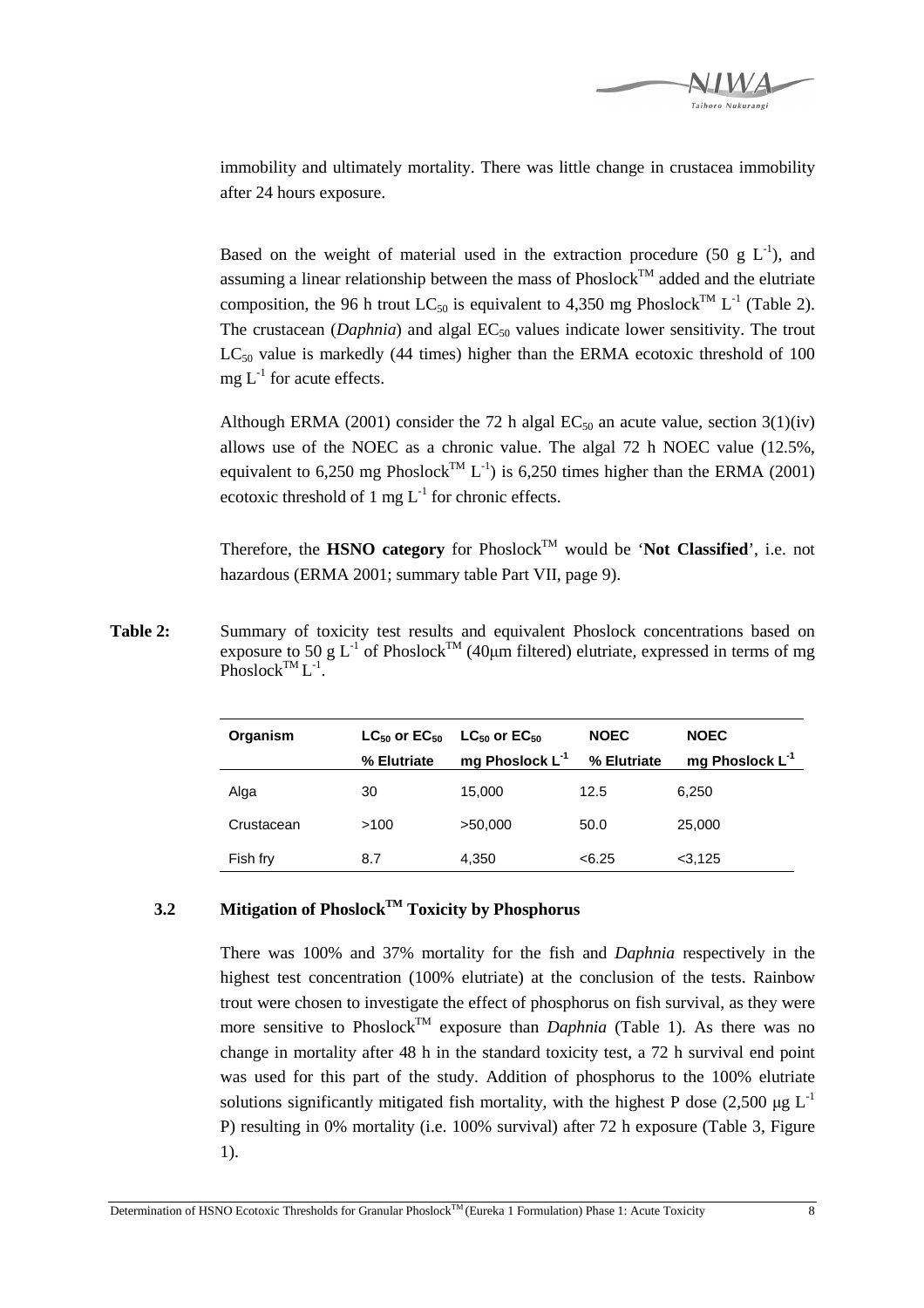immobility and ultimately mortality. There was little change in crustacea immobility after 24 hours exposure.

Based on the weight of material used in the extraction procedure (50 g $L^{-1}$), and assuming a linear relationship between the mass of Phoslock™ added and the elutriate composition, the 96 h trout $LC_{50}$ is equivalent to 4,350 mg Phoslock™ $L^{-1}$ (Table 2). The crustacean (*Daphnia*) and algal $EC_{50}$ values indicate lower sensitivity. The trout $LC_{50}$ value is markedly (44 times) higher than the ERMA ecotoxic threshold of 100 mg $L^{-1}$ for acute effects.

Although ERMA (2001) consider the 72 h algal $EC_{50}$ an acute value, section 3(1)(iv) allows use of the NOEC as a chronic value. The algal 72 h NOEC value (12.5%, equivalent to 6,250 mg Phoslock™ $L^{-1}$) is 6,250 times higher than the ERMA (2001) ecotoxic threshold of 1 mg $L^{-1}$ for chronic effects.

Therefore, the **HSNO category** for Phoslock™ would be '**Not Classified**', i.e. not hazardous (ERMA 2001; summary table Part VII, page 9).

**Table 2:** Summary of toxicity test results and equivalent Phoslock concentrations based on exposure to 50 g $L^{-1}$ of Phoslock™ (40μm filtered) elutriate, expressed in terms of mg Phoslock™ $L^{-1}$.

| Organism | $LC_{50}$ or $EC_{50}$ % Elutriate | $LC_{50}$ or $EC_{50}$ mg Phoslock $L^{-1}$ | NOEC % Elutriate | NOEC mg Phoslock $L^{-1}$ |
|---|---|---|---|---|
| Alga | 30 | 15,000 | 12.5 | 6,250 |
| Crustacean | >100 | >50,000 | 50.0 | 25,000 |
| Fish fry | 8.7 | 4,350 | <6.25 | <3,125 |

### 3.2 Mitigation of Phoslock™ Toxicity by Phosphorus

There was 100% and 37% mortality for the fish and *Daphnia* respectively in the highest test concentration (100% elutriate) at the conclusion of the tests. Rainbow trout were chosen to investigate the effect of phosphorus on fish survival, as they were more sensitive to Phoslock™ exposure than *Daphnia* (Table 1). As there was no change in mortality after 48 h in the standard toxicity test, a 72 h survival end point was used for this part of the study. Addition of phosphorus to the 100% elutriate solutions significantly mitigated fish mortality, with the highest P dose (2,500 μg $L^{-1}$ P) resulting in 0% mortality (i.e. 100% survival) after 72 h exposure (Table 3, Figure 1).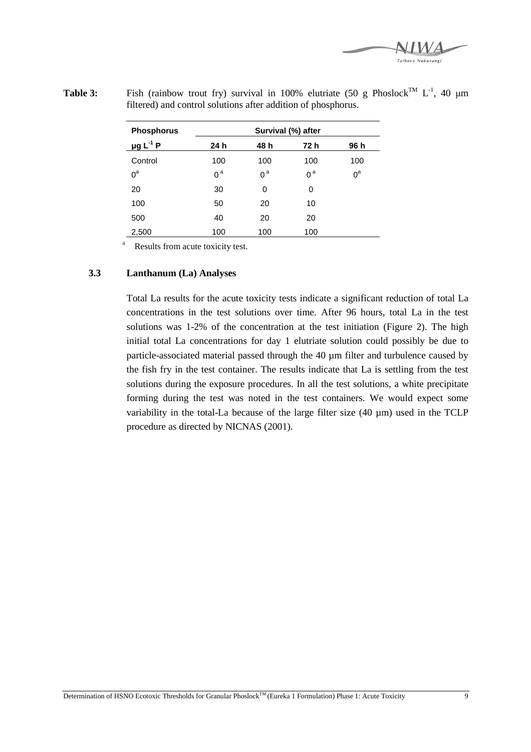**Table 3:** Fish (rainbow trout fry) survival in 100% elutriate (50 g Phoslock™ $L^{-1}$, 40 µm filtered) and control solutions after addition of phosphorus.

| Phosphorus | Survival (%) after | | | |
|---|---|---|---|---|
| $\mu g\ L^{-1}$ P | 24 h | 48 h | 72 h | 96 h |
| Control | 100 | 100 | 100 | 100 |
| 0[a] | 0[a] | 0[a] | 0[a] | 0[a] |
| 20 | 30 | 0 | 0 | |
| 100 | 50 | 20 | 10 | |
| 500 | 40 | 20 | 20 | |
| 2,500 | 100 | 100 | 100 | |

[a] Results from acute toxicity test.

### 3.3 Lanthanum (La) Analyses

Total La results for the acute toxicity tests indicate a significant reduction of total La concentrations in the test solutions over time. After 96 hours, total La in the test solutions was 1-2% of the concentration at the test initiation (Figure 2). The high initial total La concentrations for day 1 elutriate solution could possibly be due to particle-associated material passed through the 40 µm filter and turbulence caused by the fish fry in the test container. The results indicate that La is settling from the test solutions during the exposure procedures. In all the test solutions, a white precipitate forming during the test was noted in the test containers. We would expect some variability in the total-La because of the large filter size (40 µm) used in the TCLP procedure as directed by NICNAS (2001).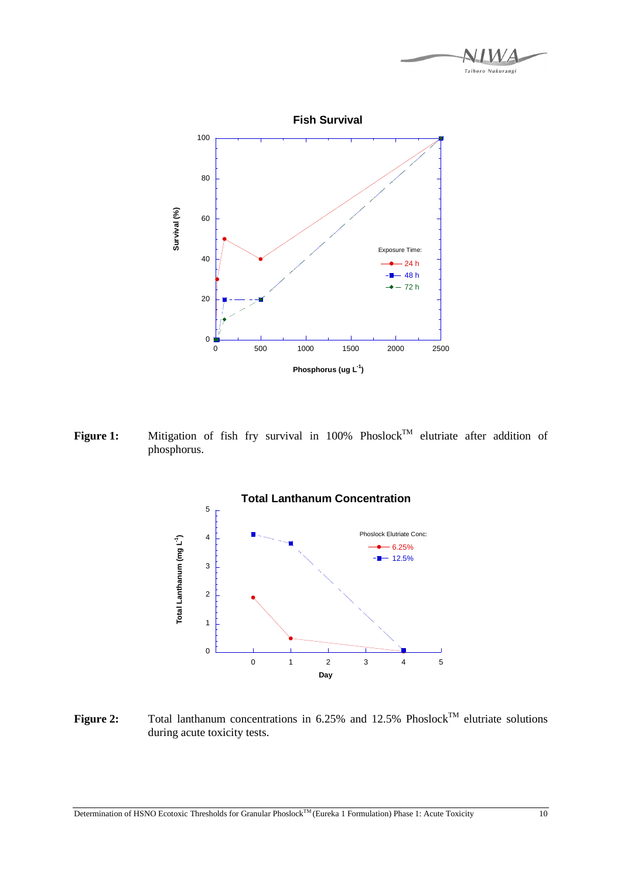**Figure 1:** Mitigation of fish fry survival in 100% Phoslock[TM] elutriate after addition of phosphorus.

**Figure 2:** Total lanthanum concentrations in 6.25% and 12.5% Phoslock[TM] elutriate solutions during acute toxicity tests.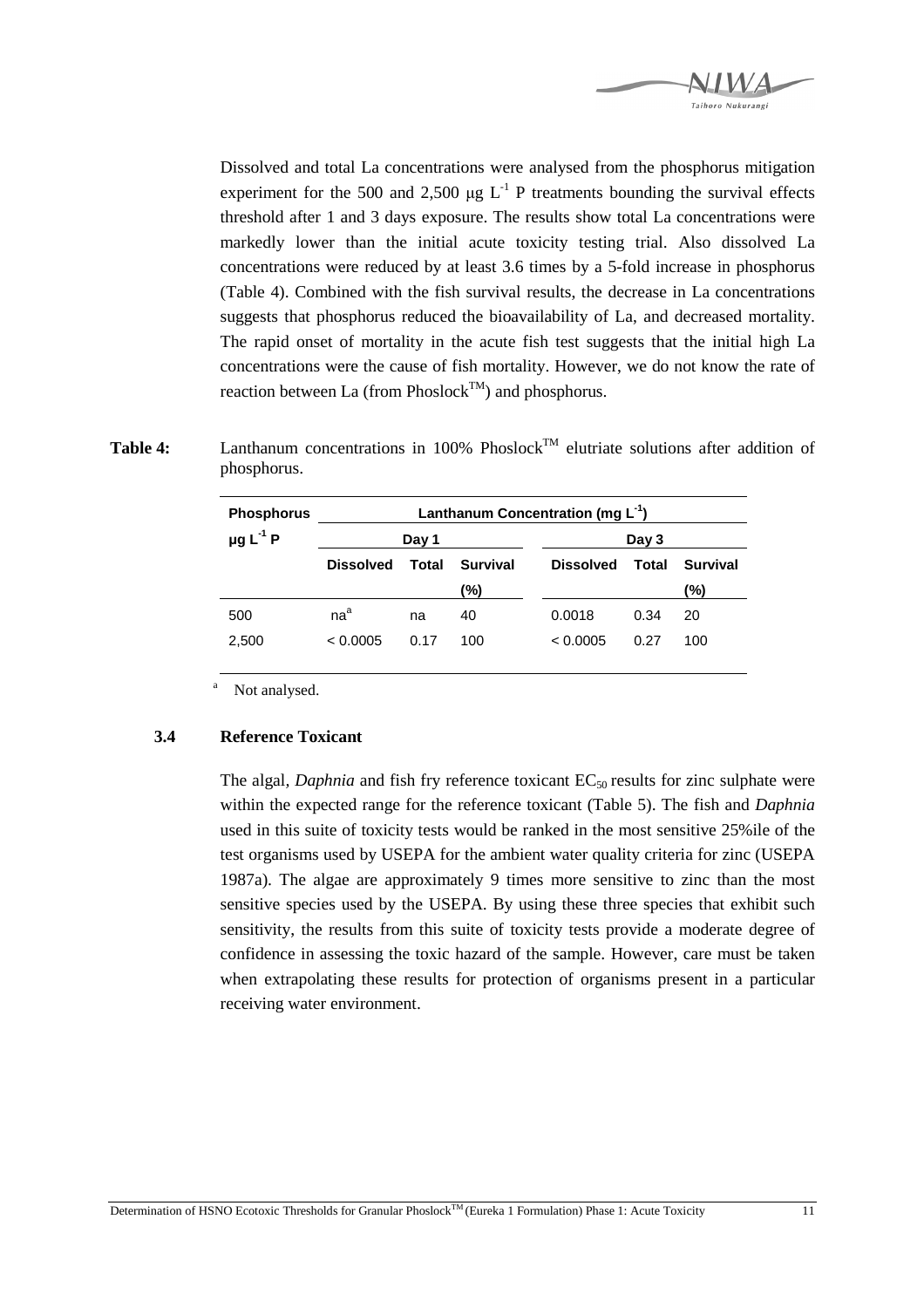Dissolved and total La concentrations were analysed from the phosphorus mitigation experiment for the 500 and 2,500 µg $L^{-1}$ P treatments bounding the survival effects threshold after 1 and 3 days exposure. The results show total La concentrations were markedly lower than the initial acute toxicity testing trial. Also dissolved La concentrations were reduced by at least 3.6 times by a 5-fold increase in phosphorus (Table 4). Combined with the fish survival results, the decrease in La concentrations suggests that phosphorus reduced the bioavailability of La, and decreased mortality. The rapid onset of mortality in the acute fish test suggests that the initial high La concentrations were the cause of fish mortality. However, we do not know the rate of reaction between La (from Phoslock™) and phosphorus.

**Table 4:** Lanthanum concentrations in 100% Phoslock™ elutriate solutions after addition of phosphorus.

| Phosphorus µg $L^{-1}$ P | Lanthanum Concentration (mg $L^{-1}$) | | | | | |
|---|---|---|---|---|---|---|
| | Day 1 | | | Day 3 | | |
| | Dissolved | Total | Survival (%) | Dissolved | Total | Survival (%) |
| 500 | na[a] | na | 40 | 0.0018 | 0.34 | 20 |
| 2,500 | < 0.0005 | 0.17 | 100 | < 0.0005 | 0.27 | 100 |

[a] Not analysed.

### 3.4 Reference Toxicant

The algal, *Daphnia* and fish fry reference toxicant $EC_{50}$ results for zinc sulphate were within the expected range for the reference toxicant (Table 5). The fish and *Daphnia* used in this suite of toxicity tests would be ranked in the most sensitive 25%ile of the test organisms used by USEPA for the ambient water quality criteria for zinc (USEPA 1987a). The algae are approximately 9 times more sensitive to zinc than the most sensitive species used by the USEPA. By using these three species that exhibit such sensitivity, the results from this suite of toxicity tests provide a moderate degree of confidence in assessing the toxic hazard of the sample. However, care must be taken when extrapolating these results for protection of organisms present in a particular receiving water environment.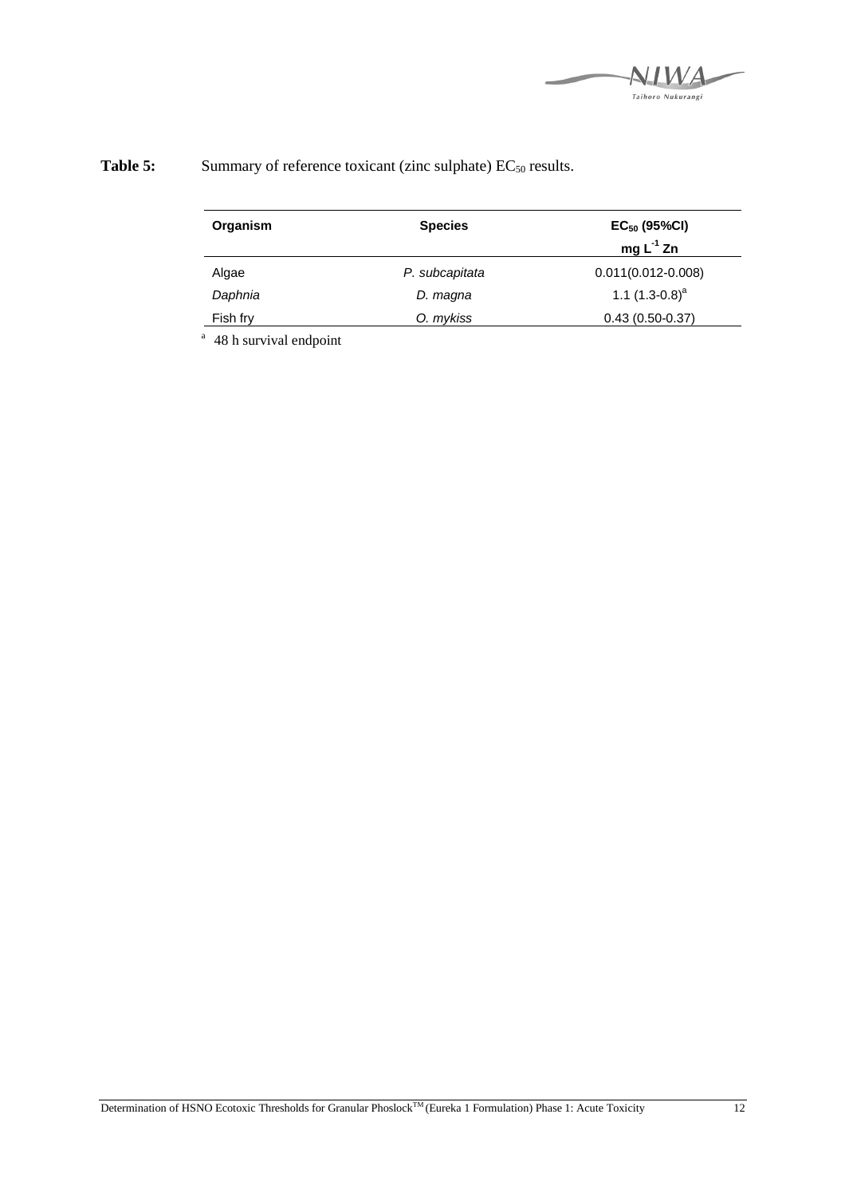**Table 5:** Summary of reference toxicant (zinc sulphate) $EC_{50}$ results.

| Organism | Species | $EC_{50}$ (95%CI) $mg\ L^{-1}$ Zn |
|---|---|---|
| Algae | *P. subcapitata* | 0.011(0.012-0.008) |
| *Daphnia* | *D. magna* | 1.1 (1.3-0.8)[a] |
| Fish fry | *O. mykiss* | 0.43 (0.50-0.37) |

[a] 48 h survival endpoint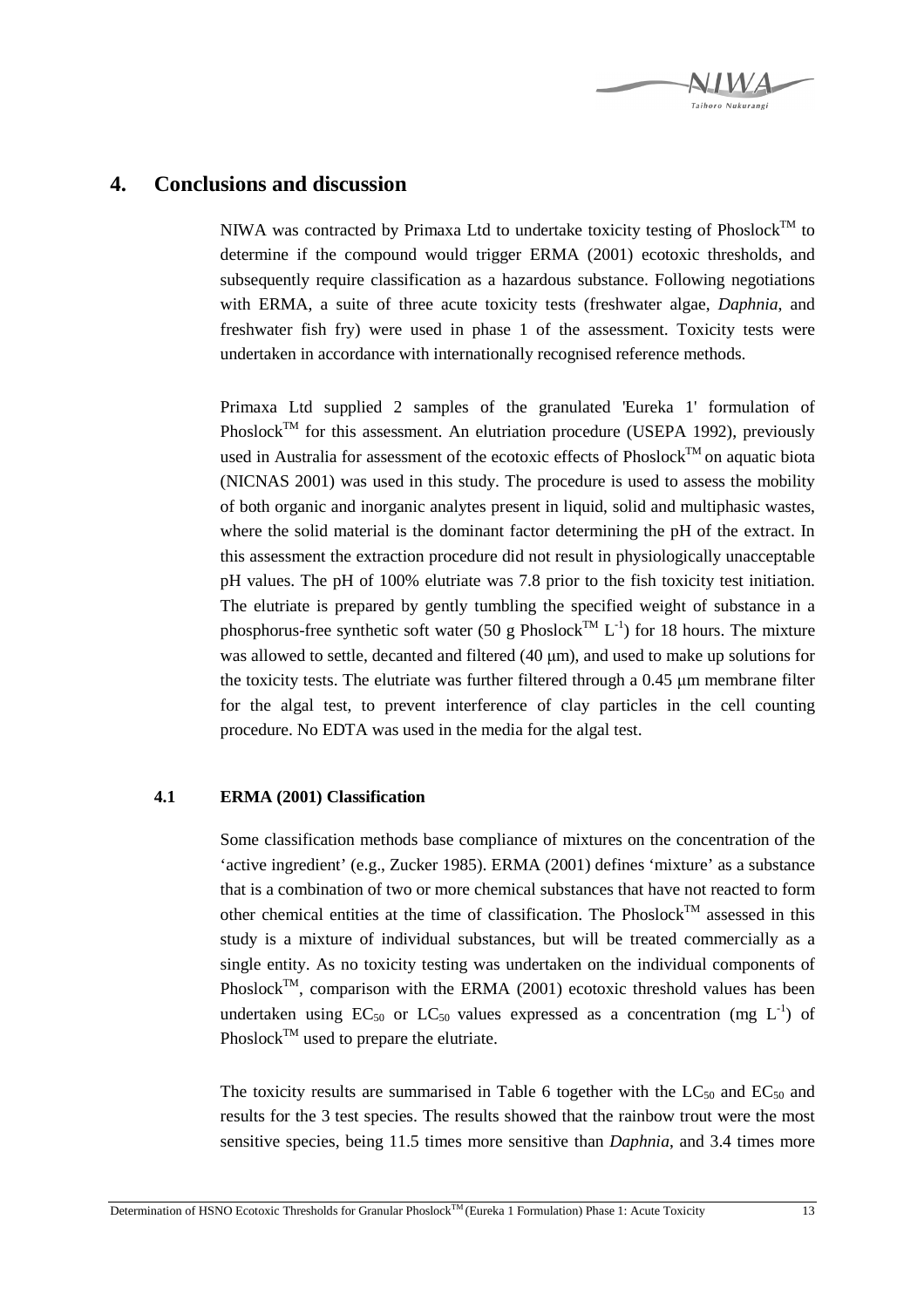# 4. Conclusions and discussion

NIWA was contracted by Primaxa Ltd to undertake toxicity testing of Phoslock$^{TM}$ to determine if the compound would trigger ERMA (2001) ecotoxic thresholds, and subsequently require classification as a hazardous substance. Following negotiations with ERMA, a suite of three acute toxicity tests (freshwater algae, *Daphnia*, and freshwater fish fry) were used in phase 1 of the assessment. Toxicity tests were undertaken in accordance with internationally recognised reference methods.

Primaxa Ltd supplied 2 samples of the granulated 'Eureka 1' formulation of Phoslock$^{TM}$ for this assessment. An elutriation procedure (USEPA 1992), previously used in Australia for assessment of the ecotoxic effects of Phoslock$^{TM}$ on aquatic biota (NICNAS 2001) was used in this study. The procedure is used to assess the mobility of both organic and inorganic analytes present in liquid, solid and multiphasic wastes, where the solid material is the dominant factor determining the pH of the extract. In this assessment the extraction procedure did not result in physiologically unacceptable pH values. The pH of 100% elutriate was 7.8 prior to the fish toxicity test initiation. The elutriate is prepared by gently tumbling the specified weight of substance in a phosphorus-free synthetic soft water (50 g Phoslock$^{TM}$ $L^{-1}$) for 18 hours. The mixture was allowed to settle, decanted and filtered (40 μm), and used to make up solutions for the toxicity tests. The elutriate was further filtered through a 0.45 μm membrane filter for the algal test, to prevent interference of clay particles in the cell counting procedure. No EDTA was used in the media for the algal test.

## 4.1 ERMA (2001) Classification

Some classification methods base compliance of mixtures on the concentration of the 'active ingredient' (e.g., Zucker 1985). ERMA (2001) defines 'mixture' as a substance that is a combination of two or more chemical substances that have not reacted to form other chemical entities at the time of classification. The Phoslock$^{TM}$ assessed in this study is a mixture of individual substances, but will be treated commercially as a single entity. As no toxicity testing was undertaken on the individual components of Phoslock$^{TM}$, comparison with the ERMA (2001) ecotoxic threshold values has been undertaken using $EC_{50}$ or $LC_{50}$ values expressed as a concentration (mg $L^{-1}$) of Phoslock$^{TM}$ used to prepare the elutriate.

The toxicity results are summarised in Table 6 together with the $LC_{50}$ and $EC_{50}$ and results for the 3 test species. The results showed that the rainbow trout were the most sensitive species, being 11.5 times more sensitive than *Daphnia*, and 3.4 times more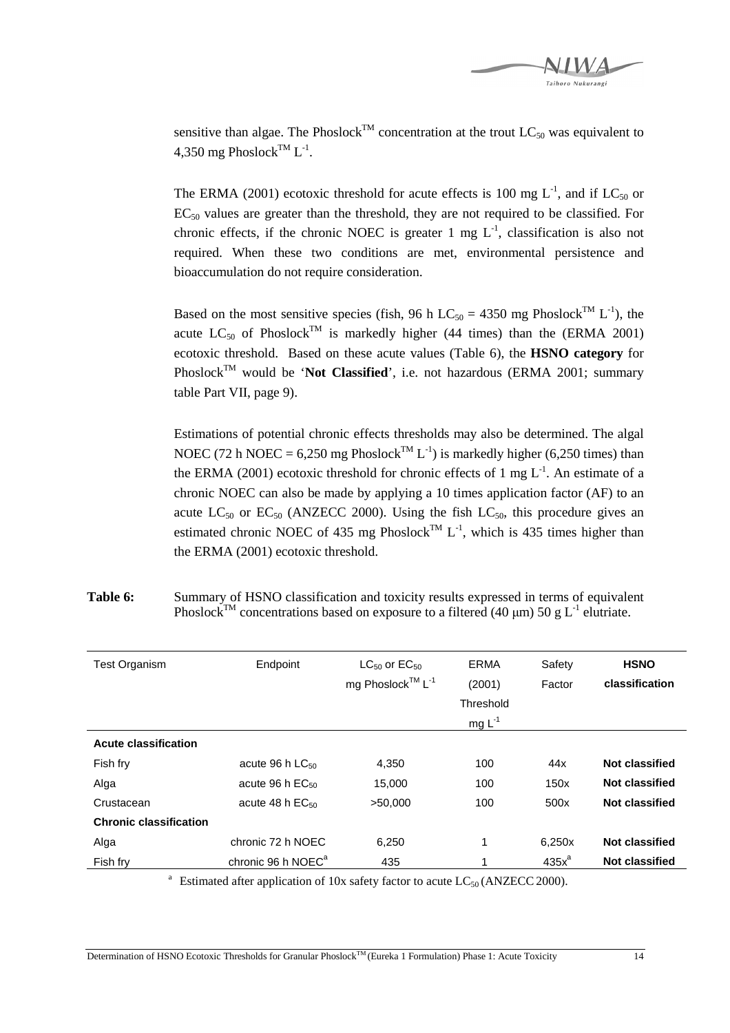sensitive than algae. The Phoslock™ concentration at the trout $LC_{50}$ was equivalent to 4,350 mg Phoslock™ $L^{-1}$.

The ERMA (2001) ecotoxic threshold for acute effects is 100 mg $L^{-1}$, and if $LC_{50}$ or $EC_{50}$ values are greater than the threshold, they are not required to be classified. For chronic effects, if the chronic NOEC is greater 1 mg $L^{-1}$, classification is also not required. When these two conditions are met, environmental persistence and bioaccumulation do not require consideration.

Based on the most sensitive species (fish, 96 h $LC_{50}$ = 4350 mg Phoslock™ $L^{-1}$), the acute $LC_{50}$ of Phoslock™ is markedly higher (44 times) than the (ERMA 2001) ecotoxic threshold. Based on these acute values (Table 6), the **HSNO category** for Phoslock™ would be '**Not Classified**', i.e. not hazardous (ERMA 2001; summary table Part VII, page 9).

Estimations of potential chronic effects thresholds may also be determined. The algal NOEC (72 h NOEC = 6,250 mg Phoslock™ $L^{-1}$) is markedly higher (6,250 times) than the ERMA (2001) ecotoxic threshold for chronic effects of 1 mg $L^{-1}$. An estimate of a chronic NOEC can also be made by applying a 10 times application factor (AF) to an acute $LC_{50}$ or $EC_{50}$ (ANZECC 2000). Using the fish $LC_{50}$, this procedure gives an estimated chronic NOEC of 435 mg Phoslock™ $L^{-1}$, which is 435 times higher than the ERMA (2001) ecotoxic threshold.

**Table 6:** Summary of HSNO classification and toxicity results expressed in terms of equivalent Phoslock™ concentrations based on exposure to a filtered (40 μm) 50 g $L^{-1}$ elutriate.

| Test Organism | Endpoint | $LC_{50}$ or $EC_{50}$ mg Phoslock™ $L^{-1}$ | ERMA (2001) Threshold mg $L^{-1}$ | Safety Factor | **HSNO classification** |
|---|---|---|---|---|---|
| **Acute classification** | | | | | |
| Fish fry | acute 96 h $LC_{50}$ | 4,350 | 100 | 44x | **Not classified** |
| Alga | acute 96 h $EC_{50}$ | 15,000 | 100 | 150x | **Not classified** |
| Crustacean | acute 48 h $EC_{50}$ | >50,000 | 100 | 500x | **Not classified** |
| **Chronic classification** | | | | | |
| Alga | chronic 72 h NOEC | 6,250 | 1 | 6,250x | **Not classified** |
| Fish fry | chronic 96 h NOEC[a] | 435 | 1 | 435x[a] | **Not classified** |

[a] Estimated after application of 10x safety factor to acute $LC_{50}$ (ANZECC 2000).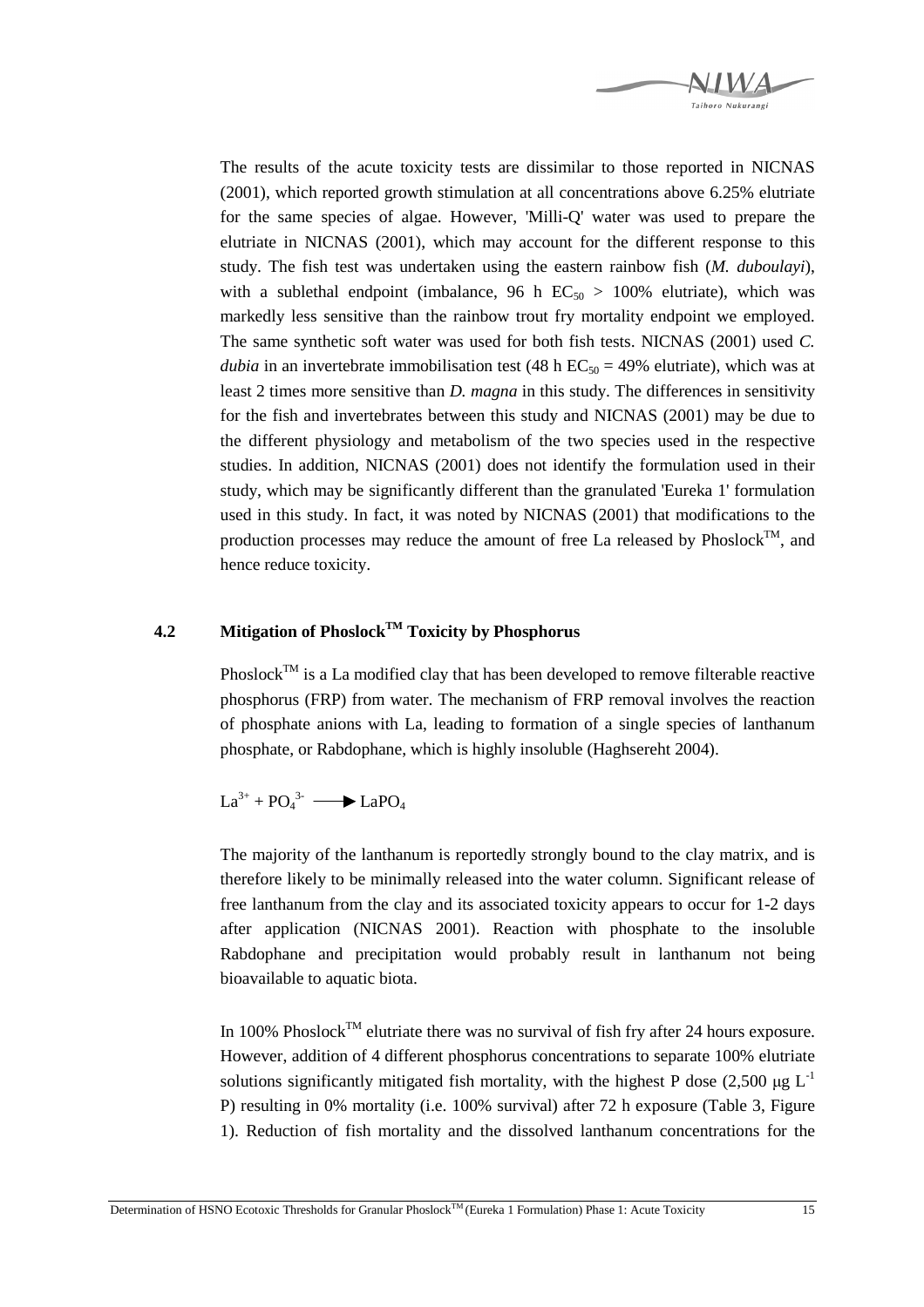The results of the acute toxicity tests are dissimilar to those reported in NICNAS (2001), which reported growth stimulation at all concentrations above 6.25% elutriate for the same species of algae. However, 'Milli-Q' water was used to prepare the elutriate in NICNAS (2001), which may account for the different response to this study. The fish test was undertaken using the eastern rainbow fish (*M. duboulayi*), with a sublethal endpoint (imbalance, 96 h $EC_{50}$ > 100% elutriate), which was markedly less sensitive than the rainbow trout fry mortality endpoint we employed. The same synthetic soft water was used for both fish tests. NICNAS (2001) used *C. dubia* in an invertebrate immobilisation test (48 h $EC_{50}$ = 49% elutriate), which was at least 2 times more sensitive than *D. magna* in this study. The differences in sensitivity for the fish and invertebrates between this study and NICNAS (2001) may be due to the different physiology and metabolism of the two species used in the respective studies. In addition, NICNAS (2001) does not identify the formulation used in their study, which may be significantly different than the granulated 'Eureka 1' formulation used in this study. In fact, it was noted by NICNAS (2001) that modifications to the production processes may reduce the amount of free La released by Phoslock™, and hence reduce toxicity.

## 4.2 Mitigation of Phoslock™ Toxicity by Phosphorus

Phoslock™ is a La modified clay that has been developed to remove filterable reactive phosphorus (FRP) from water. The mechanism of FRP removal involves the reaction of phosphate anions with La, leading to formation of a single species of lanthanum phosphate, or Rabdophane, which is highly insoluble (Haghsereht 2004).

$$La^{3+} + PO_4^{3-} \longrightarrow LaPO_4$$

The majority of the lanthanum is reportedly strongly bound to the clay matrix, and is therefore likely to be minimally released into the water column. Significant release of free lanthanum from the clay and its associated toxicity appears to occur for 1-2 days after application (NICNAS 2001). Reaction with phosphate to the insoluble Rabdophane and precipitation would probably result in lanthanum not being bioavailable to aquatic biota.

In 100% Phoslock™ elutriate there was no survival of fish fry after 24 hours exposure. However, addition of 4 different phosphorus concentrations to separate 100% elutriate solutions significantly mitigated fish mortality, with the highest P dose (2,500 $\mu g\ L^{-1}$ P) resulting in 0% mortality (i.e. 100% survival) after 72 h exposure (Table 3, Figure 1). Reduction of fish mortality and the dissolved lanthanum concentrations for the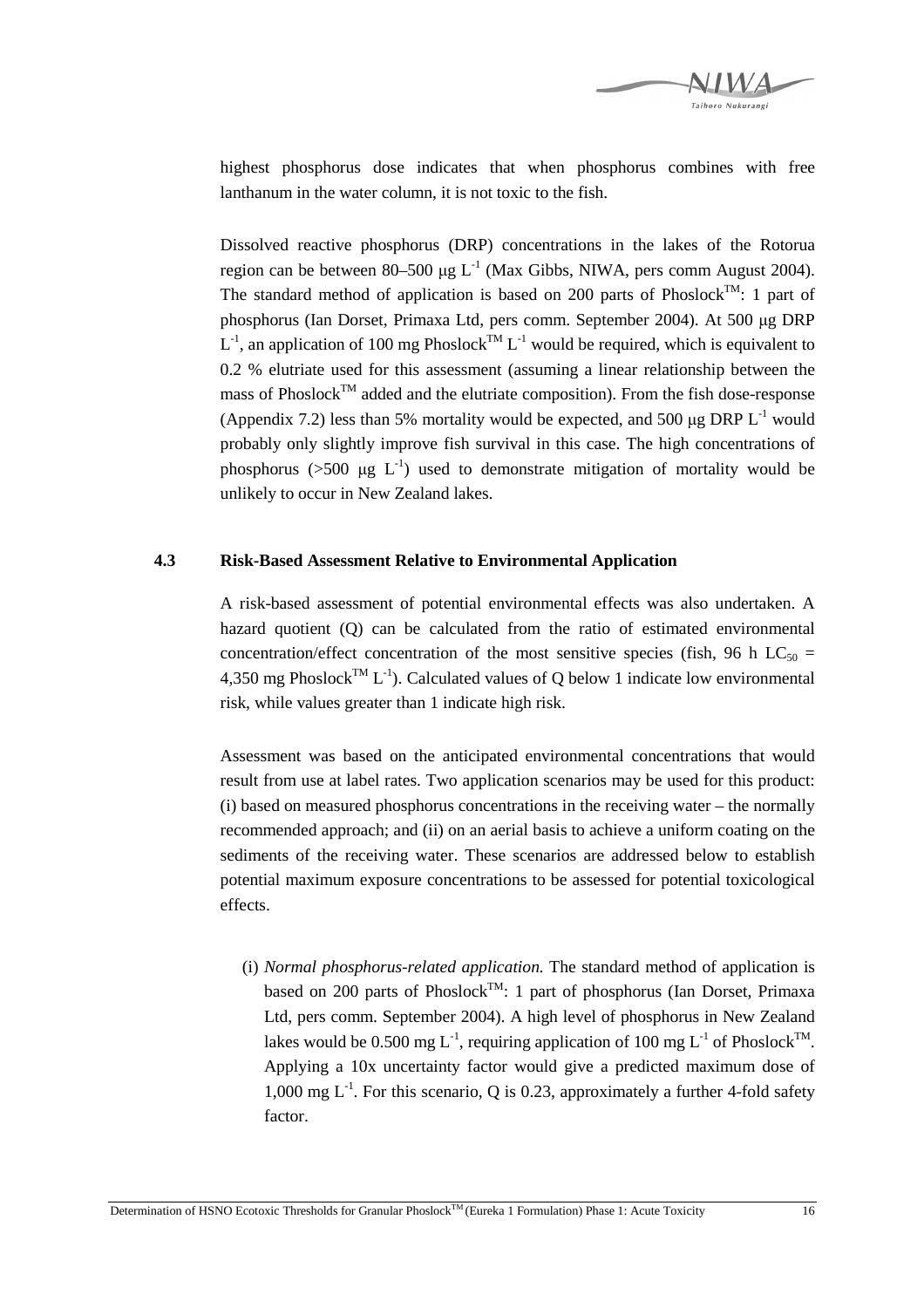highest phosphorus dose indicates that when phosphorus combines with free lanthanum in the water column, it is not toxic to the fish.

Dissolved reactive phosphorus (DRP) concentrations in the lakes of the Rotorua region can be between 80–500 μg $L^{-1}$ (Max Gibbs, NIWA, pers comm August 2004). The standard method of application is based on 200 parts of Phoslock$^{TM}$: 1 part of phosphorus (Ian Dorset, Primaxa Ltd, pers comm. September 2004). At 500 μg DRP $L^{-1}$, an application of 100 mg Phoslock$^{TM}$ $L^{-1}$ would be required, which is equivalent to 0.2 % elutriate used for this assessment (assuming a linear relationship between the mass of Phoslock$^{TM}$ added and the elutriate composition). From the fish dose-response (Appendix 7.2) less than 5% mortality would be expected, and 500 μg DRP $L^{-1}$ would probably only slightly improve fish survival in this case. The high concentrations of phosphorus (>500 μg $L^{-1}$) used to demonstrate mitigation of mortality would be unlikely to occur in New Zealand lakes.

## 4.3 Risk-Based Assessment Relative to Environmental Application

A risk-based assessment of potential environmental effects was also undertaken. A hazard quotient (Q) can be calculated from the ratio of estimated environmental concentration/effect concentration of the most sensitive species (fish, 96 h $LC_{50}$ = 4,350 mg Phoslock$^{TM}$ $L^{-1}$). Calculated values of Q below 1 indicate low environmental risk, while values greater than 1 indicate high risk.

Assessment was based on the anticipated environmental concentrations that would result from use at label rates. Two application scenarios may be used for this product: (i) based on measured phosphorus concentrations in the receiving water – the normally recommended approach; and (ii) on an aerial basis to achieve a uniform coating on the sediments of the receiving water. These scenarios are addressed below to establish potential maximum exposure concentrations to be assessed for potential toxicological effects.

(i) *Normal phosphorus-related application.* The standard method of application is based on 200 parts of Phoslock$^{TM}$: 1 part of phosphorus (Ian Dorset, Primaxa Ltd, pers comm. September 2004). A high level of phosphorus in New Zealand lakes would be 0.500 mg $L^{-1}$, requiring application of 100 mg $L^{-1}$ of Phoslock$^{TM}$. Applying a 10x uncertainty factor would give a predicted maximum dose of 1,000 mg $L^{-1}$. For this scenario, Q is 0.23, approximately a further 4-fold safety factor.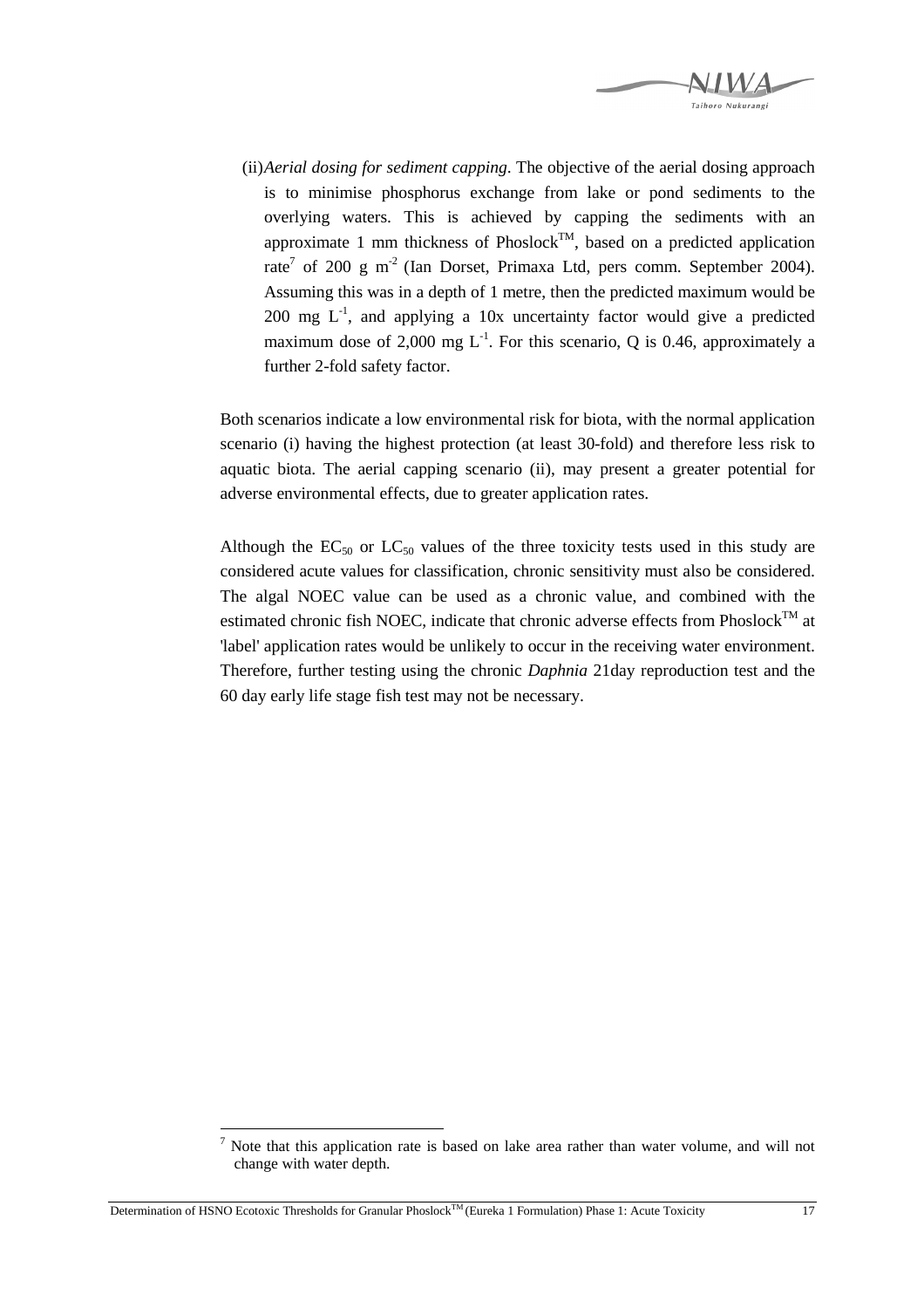(ii) *Aerial dosing for sediment capping*. The objective of the aerial dosing approach is to minimise phosphorus exchange from lake or pond sediments to the overlying waters. This is achieved by capping the sediments with an approximate 1 mm thickness of Phoslock$^{TM}$, based on a predicted application rate[7] of 200 g $m^{-2}$ (Ian Dorset, Primaxa Ltd, pers comm. September 2004). Assuming this was in a depth of 1 metre, then the predicted maximum would be 200 mg $L^{-1}$, and applying a 10x uncertainty factor would give a predicted maximum dose of 2,000 mg $L^{-1}$. For this scenario, Q is 0.46, approximately a further 2-fold safety factor.

Both scenarios indicate a low environmental risk for biota, with the normal application scenario (i) having the highest protection (at least 30-fold) and therefore less risk to aquatic biota. The aerial capping scenario (ii), may present a greater potential for adverse environmental effects, due to greater application rates.

Although the $EC_{50}$ or $LC_{50}$ values of the three toxicity tests used in this study are considered acute values for classification, chronic sensitivity must also be considered. The algal NOEC value can be used as a chronic value, and combined with the estimated chronic fish NOEC, indicate that chronic adverse effects from Phoslock$^{TM}$ at 'label' application rates would be unlikely to occur in the receiving water environment. Therefore, further testing using the chronic *Daphnia* 21day reproduction test and the 60 day early life stage fish test may not be necessary.

[7] Note that this application rate is based on lake area rather than water volume, and will not change with water depth.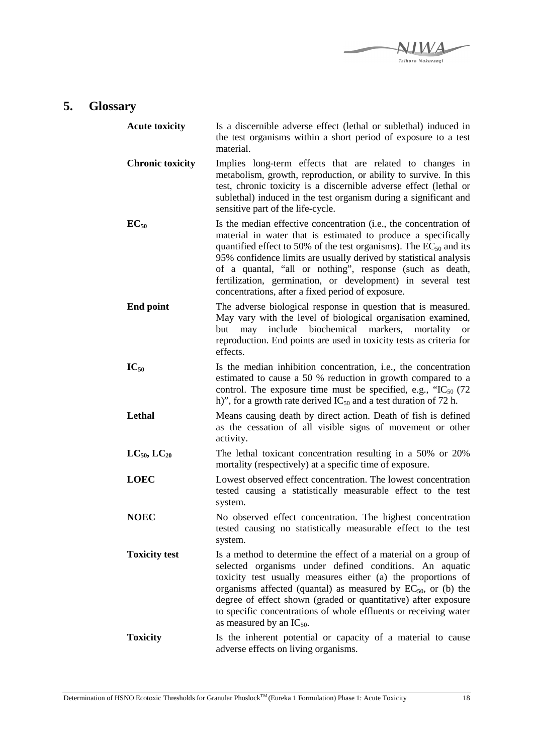# 5. Glossary

**Acute toxicity** Is a discernible adverse effect (lethal or sublethal) induced in the test organisms within a short period of exposure to a test material.

**Chronic toxicity** Implies long-term effects that are related to changes in metabolism, growth, reproduction, or ability to survive. In this test, chronic toxicity is a discernible adverse effect (lethal or sublethal) induced in the test organism during a significant and sensitive part of the life-cycle.

**$EC_{50}$** Is the median effective concentration (i.e., the concentration of material in water that is estimated to produce a specifically quantified effect to 50% of the test organisms). The $EC_{50}$ and its 95% confidence limits are usually derived by statistical analysis of a quantal, "all or nothing", response (such as death, fertilization, germination, or development) in several test concentrations, after a fixed period of exposure.

**End point** The adverse biological response in question that is measured. May vary with the level of biological organisation examined, but may include biochemical markers, mortality or reproduction. End points are used in toxicity tests as criteria for effects.

**$IC_{50}$** Is the median inhibition concentration, i.e., the concentration estimated to cause a 50 % reduction in growth compared to a control. The exposure time must be specified, e.g., "$IC_{50}$ (72 h)", for a growth rate derived $IC_{50}$ and a test duration of 72 h.

**Lethal** Means causing death by direct action. Death of fish is defined as the cessation of all visible signs of movement or other activity.

**$LC_{50}$, $LC_{20}$** The lethal toxicant concentration resulting in a 50% or 20% mortality (respectively) at a specific time of exposure.

**LOEC** Lowest observed effect concentration. The lowest concentration tested causing a statistically measurable effect to the test system.

**NOEC** No observed effect concentration. The highest concentration tested causing no statistically measurable effect to the test system.

**Toxicity test** Is a method to determine the effect of a material on a group of selected organisms under defined conditions. An aquatic toxicity test usually measures either (a) the proportions of organisms affected (quantal) as measured by $EC_{50}$, or (b) the degree of effect shown (graded or quantitative) after exposure to specific concentrations of whole effluents or receiving water as measured by an $IC_{50}$.

**Toxicity** Is the inherent potential or capacity of a material to cause adverse effects on living organisms.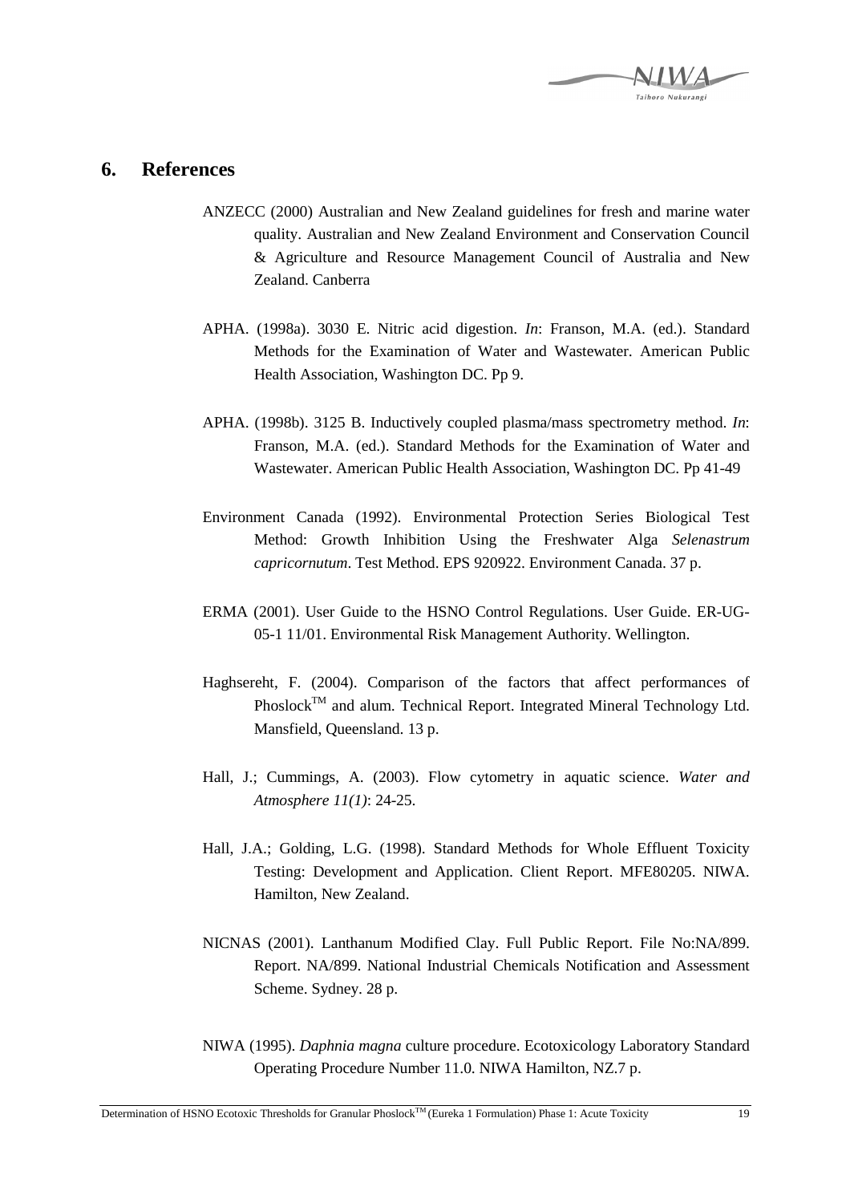## 6. References

ANZECC (2000) Australian and New Zealand guidelines for fresh and marine water quality. Australian and New Zealand Environment and Conservation Council & Agriculture and Resource Management Council of Australia and New Zealand. Canberra

APHA. (1998a). 3030 E. Nitric acid digestion. *In*: Franson, M.A. (ed.). Standard Methods for the Examination of Water and Wastewater. American Public Health Association, Washington DC. Pp 9.

APHA. (1998b). 3125 B. Inductively coupled plasma/mass spectrometry method. *In*: Franson, M.A. (ed.). Standard Methods for the Examination of Water and Wastewater. American Public Health Association, Washington DC. Pp 41-49

Environment Canada (1992). Environmental Protection Series Biological Test Method: Growth Inhibition Using the Freshwater Alga *Selenastrum capricornutum*. Test Method. EPS 920922. Environment Canada. 37 p.

ERMA (2001). User Guide to the HSNO Control Regulations. User Guide. ER-UG-05-1 11/01. Environmental Risk Management Authority. Wellington.

Haghsereht, F. (2004). Comparison of the factors that affect performances of Phoslock™ and alum. Technical Report. Integrated Mineral Technology Ltd. Mansfield, Queensland. 13 p.

Hall, J.; Cummings, A. (2003). Flow cytometry in aquatic science. *Water and Atmosphere 11(1)*: 24-25.

Hall, J.A.; Golding, L.G. (1998). Standard Methods for Whole Effluent Toxicity Testing: Development and Application. Client Report. MFE80205. NIWA. Hamilton, New Zealand.

NICNAS (2001). Lanthanum Modified Clay. Full Public Report. File No:NA/899. Report. NA/899. National Industrial Chemicals Notification and Assessment Scheme. Sydney. 28 p.

NIWA (1995). *Daphnia magna* culture procedure. Ecotoxicology Laboratory Standard Operating Procedure Number 11.0. NIWA Hamilton, NZ.7 p.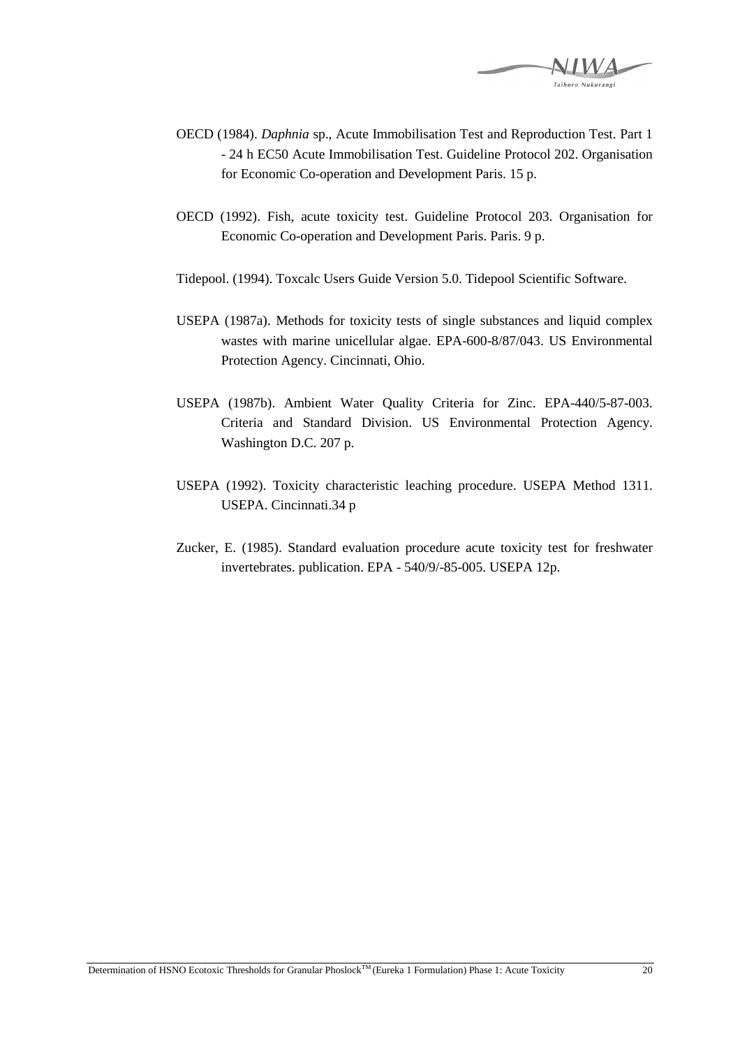OECD (1984). *Daphnia* sp., Acute Immobilisation Test and Reproduction Test. Part 1 - 24 h EC50 Acute Immobilisation Test. Guideline Protocol 202. Organisation for Economic Co-operation and Development Paris. 15 p.

OECD (1992). Fish, acute toxicity test. Guideline Protocol 203. Organisation for Economic Co-operation and Development Paris. Paris. 9 p.

Tidepool. (1994). Toxcalc Users Guide Version 5.0. Tidepool Scientific Software.

USEPA (1987a). Methods for toxicity tests of single substances and liquid complex wastes with marine unicellular algae. EPA-600-8/87/043. US Environmental Protection Agency. Cincinnati, Ohio.

USEPA (1987b). Ambient Water Quality Criteria for Zinc. EPA-440/5-87-003. Criteria and Standard Division. US Environmental Protection Agency. Washington D.C. 207 p.

USEPA (1992). Toxicity characteristic leaching procedure. USEPA Method 1311. USEPA. Cincinnati.34 p

Zucker, E. (1985). Standard evaluation procedure acute toxicity test for freshwater invertebrates. publication. EPA - 540/9/-85-005. USEPA 12p.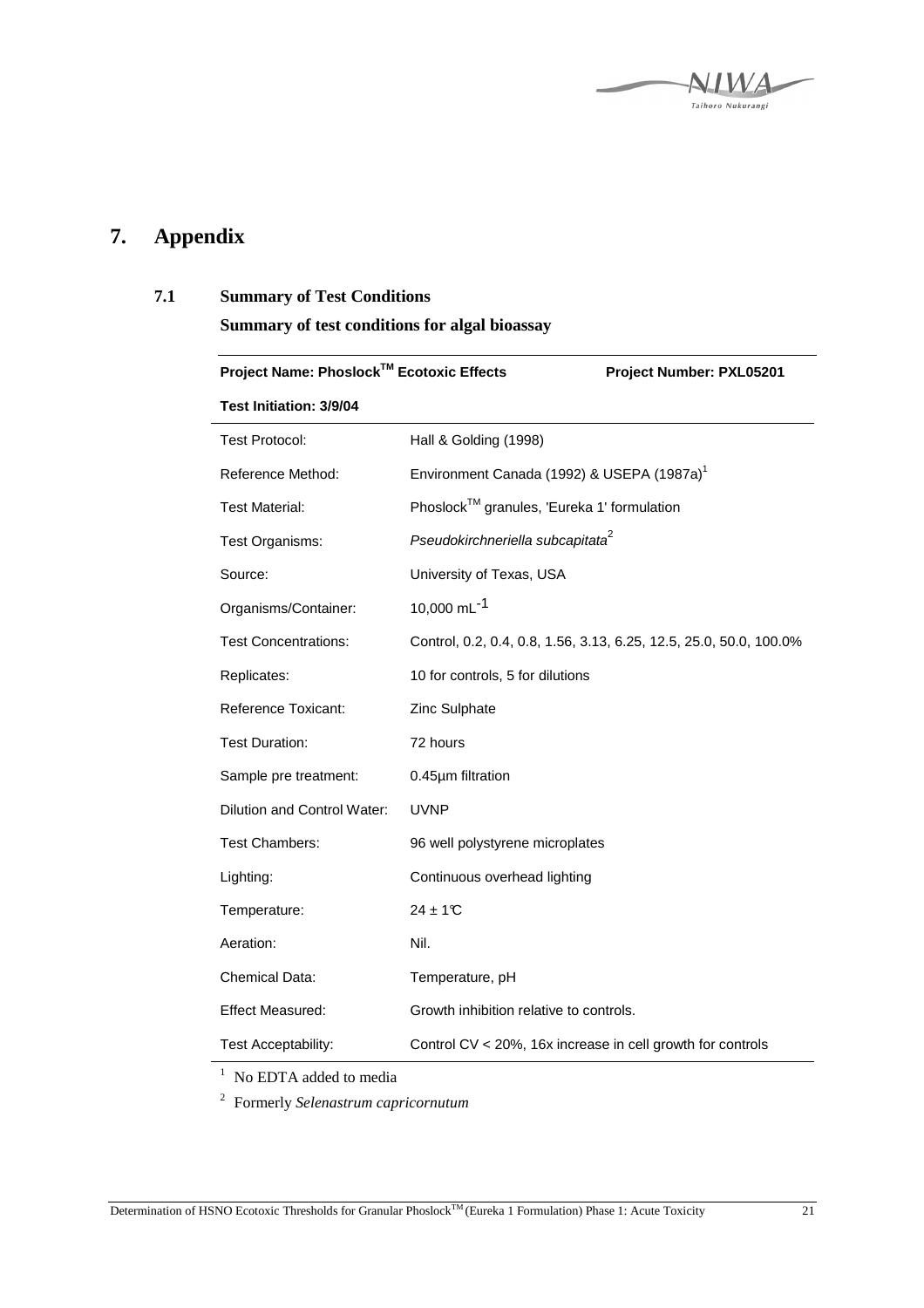# 7. Appendix

## 7.1 Summary of Test Conditions

### Summary of test conditions for algal bioassay

| **Project Name: Phoslock™ Ecotoxic Effects** | **Project Number: PXL05201** |
|---|---|
| **Test Initiation: 3/9/04** | |
| Test Protocol: | Hall & Golding (1998) |
| Reference Method: | Environment Canada (1992) & USEPA (1987a)[1] |
| Test Material: | Phoslock™ granules, 'Eureka 1' formulation |
| Test Organisms: | *Pseudokirchneriella subcapitata*[2] |
| Source: | University of Texas, USA |
| Organisms/Container: | 10,000 $mL^{-1}$ |
| Test Concentrations: | Control, 0.2, 0.4, 0.8, 1.56, 3.13, 6.25, 12.5, 25.0, 50.0, 100.0% |
| Replicates: | 10 for controls, 5 for dilutions |
| Reference Toxicant: | Zinc Sulphate |
| Test Duration: | 72 hours |
| Sample pre treatment: | 0.45µm filtration |
| Dilution and Control Water: | UVNP |
| Test Chambers: | 96 well polystyrene microplates |
| Lighting: | Continuous overhead lighting |
| Temperature: | 24 ± 1°C |
| Aeration: | Nil. |
| Chemical Data: | Temperature, pH |
| Effect Measured: | Growth inhibition relative to controls. |
| Test Acceptability: | Control CV < 20%, 16x increase in cell growth for controls |

[1] No EDTA added to media

[2] Formerly *Selenastrum capricornutum*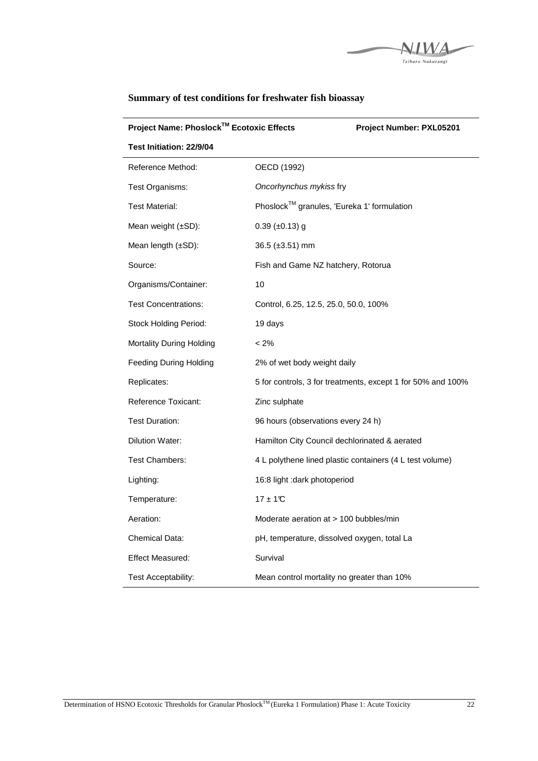## Summary of test conditions for freshwater fish bioassay

| Project Name: Phoslock™ Ecotoxic Effects | Project Number: PXL05201 |
|---|---|
| **Test Initiation: 22/9/04** | |
| Reference Method: | OECD (1992) |
| Test Organisms: | *Oncorhynchus mykiss* fry |
| Test Material: | Phoslock™ granules, 'Eureka 1' formulation |
| Mean weight (±SD): | 0.39 (±0.13) g |
| Mean length (±SD): | 36.5 (±3.51) mm |
| Source: | Fish and Game NZ hatchery, Rotorua |
| Organisms/Container: | 10 |
| Test Concentrations: | Control, 6.25, 12.5, 25.0, 50.0, 100% |
| Stock Holding Period: | 19 days |
| Mortality During Holding | < 2% |
| Feeding During Holding | 2% of wet body weight daily |
| Replicates: | 5 for controls, 3 for treatments, except 1 for 50% and 100% |
| Reference Toxicant: | Zinc sulphate |
| Test Duration: | 96 hours (observations every 24 h) |
| Dilution Water: | Hamilton City Council dechlorinated & aerated |
| Test Chambers: | 4 L polythene lined plastic containers (4 L test volume) |
| Lighting: | 16:8 light :dark photoperiod |
| Temperature: | 17 ± 1°C |
| Aeration: | Moderate aeration at > 100 bubbles/min |
| Chemical Data: | pH, temperature, dissolved oxygen, total La |
| Effect Measured: | Survival |
| Test Acceptability: | Mean control mortality no greater than 10% |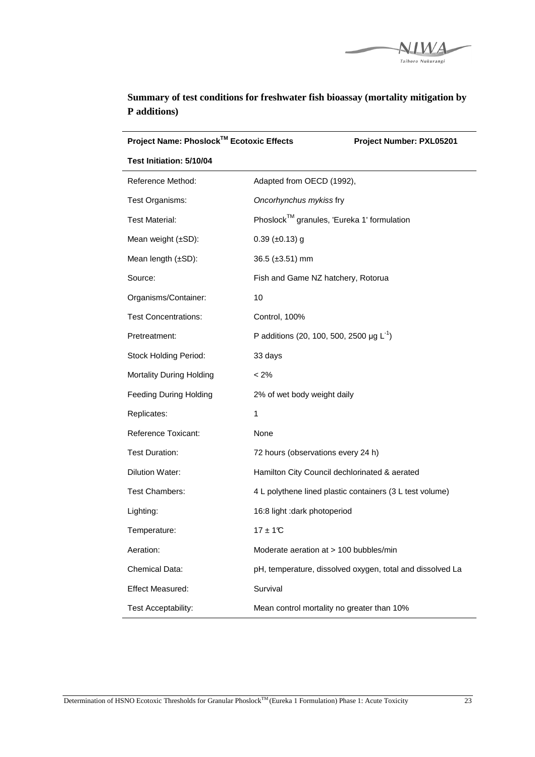**Summary of test conditions for freshwater fish bioassay (mortality mitigation by P additions)**

| **Project Name: Phoslock$^{TM}$ Ecotoxic Effects** | **Project Number: PXL05201** |
|---|---|
| **Test Initiation: 5/10/04** | |
| Reference Method: | Adapted from OECD (1992), |
| Test Organisms: | *Oncorhynchus mykiss* fry |
| Test Material: | Phoslock$^{TM}$ granules, 'Eureka 1' formulation |
| Mean weight (±SD): | 0.39 (±0.13) g |
| Mean length (±SD): | 36.5 (±3.51) mm |
| Source: | Fish and Game NZ hatchery, Rotorua |
| Organisms/Container: | 10 |
| Test Concentrations: | Control, 100% |
| Pretreatment: | P additions (20, 100, 500, 2500 µg $L^{-1}$) |
| Stock Holding Period: | 33 days |
| Mortality During Holding | < 2% |
| Feeding During Holding | 2% of wet body weight daily |
| Replicates: | 1 |
| Reference Toxicant: | None |
| Test Duration: | 72 hours (observations every 24 h) |
| Dilution Water: | Hamilton City Council dechlorinated & aerated |
| Test Chambers: | 4 L polythene lined plastic containers (3 L test volume) |
| Lighting: | 16:8 light :dark photoperiod |
| Temperature: | 17 ± 1°C |
| Aeration: | Moderate aeration at > 100 bubbles/min |
| Chemical Data: | pH, temperature, dissolved oxygen, total and dissolved La |
| Effect Measured: | Survival |
| Test Acceptability: | Mean control mortality no greater than 10% |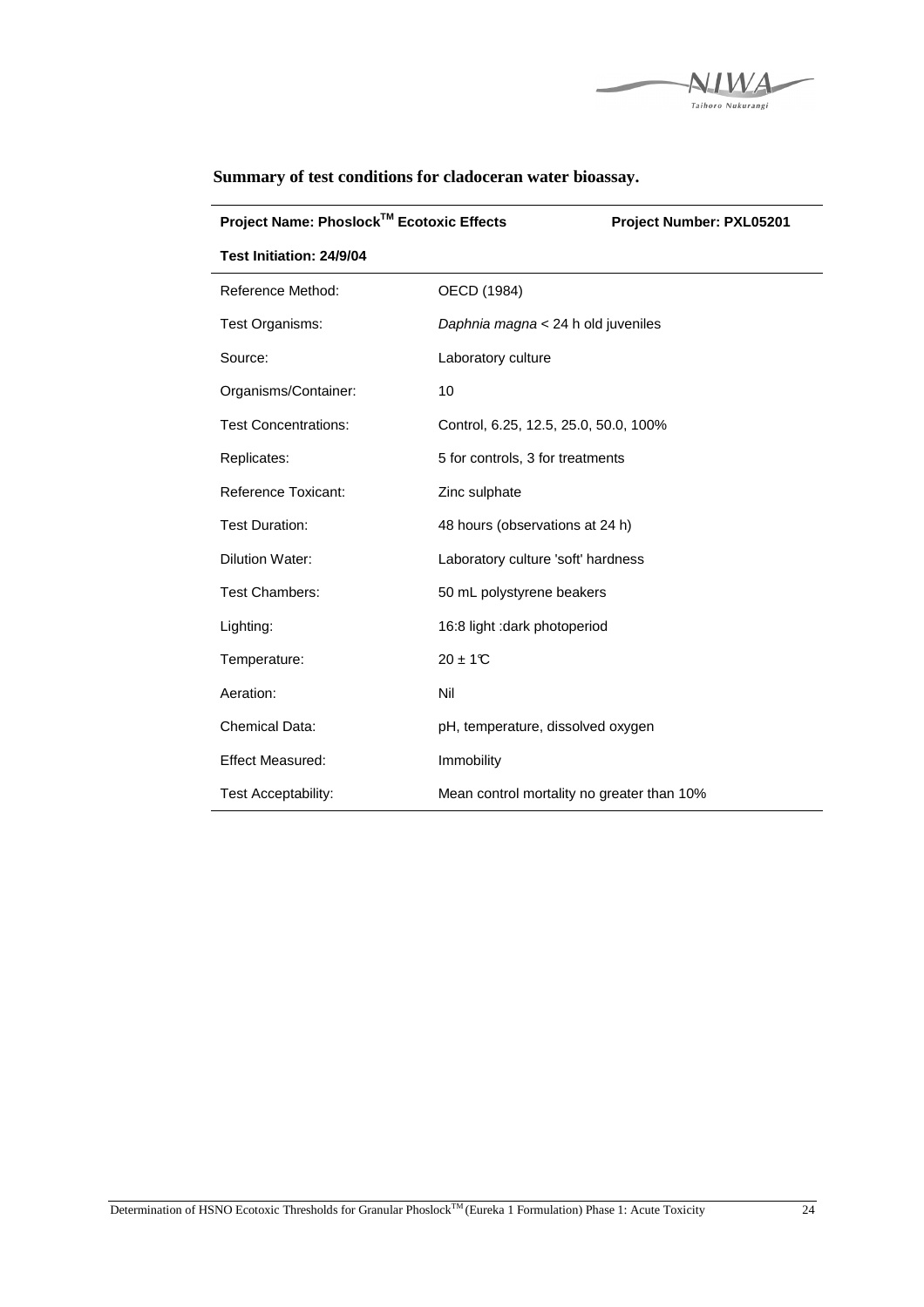**Summary of test conditions for cladoceran water bioassay.**

| Project Name: Phoslock[TM] Ecotoxic Effects | Project Number: PXL05201 |
|---|---|
| **Test Initiation: 24/9/04** | |
| Reference Method: | OECD (1984) |
| Test Organisms: | *Daphnia magna* < 24 h old juveniles |
| Source: | Laboratory culture |
| Organisms/Container: | 10 |
| Test Concentrations: | Control, 6.25, 12.5, 25.0, 50.0, 100% |
| Replicates: | 5 for controls, 3 for treatments |
| Reference Toxicant: | Zinc sulphate |
| Test Duration: | 48 hours (observations at 24 h) |
| Dilution Water: | Laboratory culture 'soft' hardness |
| Test Chambers: | 50 mL polystyrene beakers |
| Lighting: | 16:8 light :dark photoperiod |
| Temperature: | 20 ± 1°C |
| Aeration: | Nil |
| Chemical Data: | pH, temperature, dissolved oxygen |
| Effect Measured: | Immobility |
| Test Acceptability: | Mean control mortality no greater than 10% |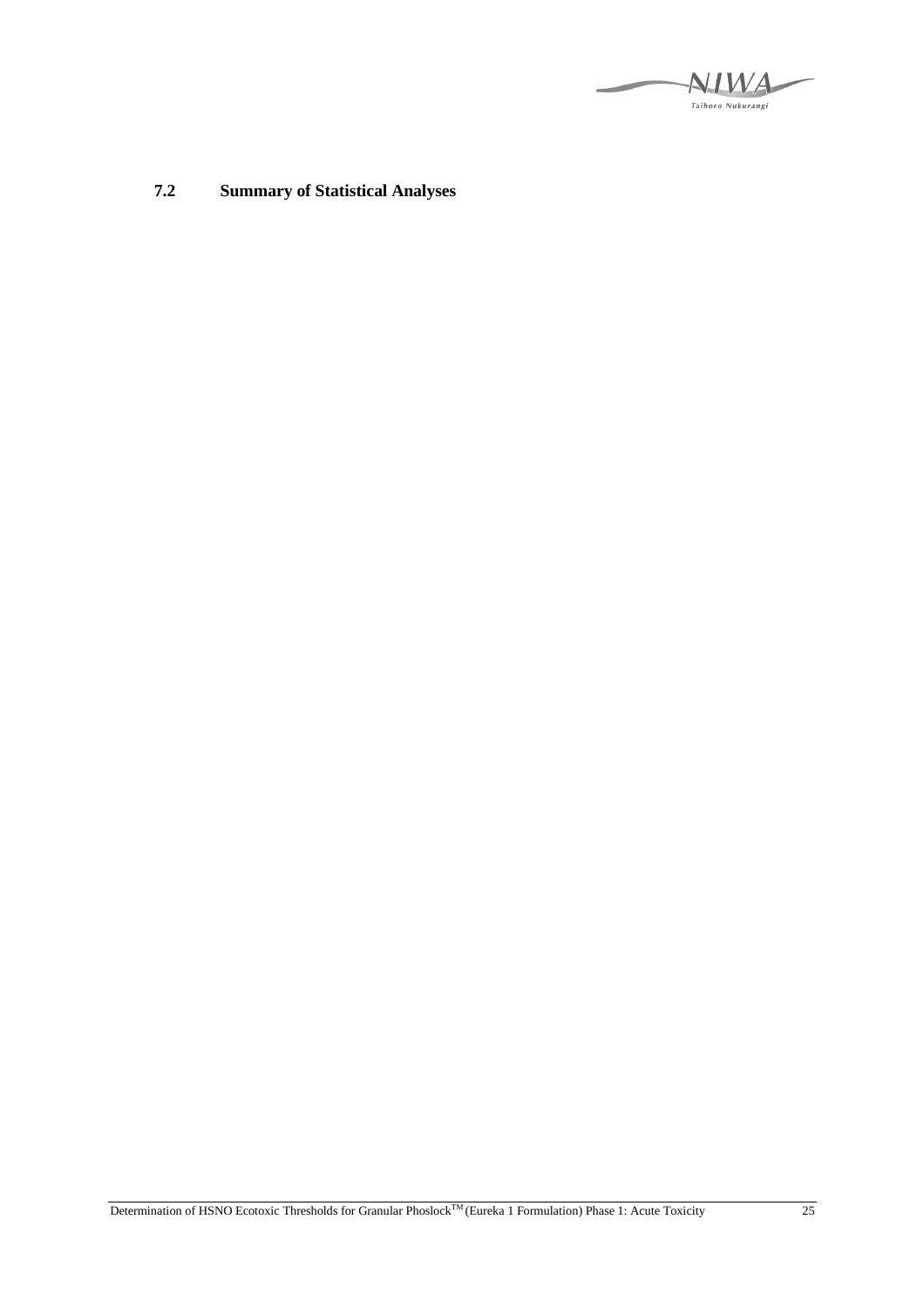## 7.2 Summary of Statistical Analyses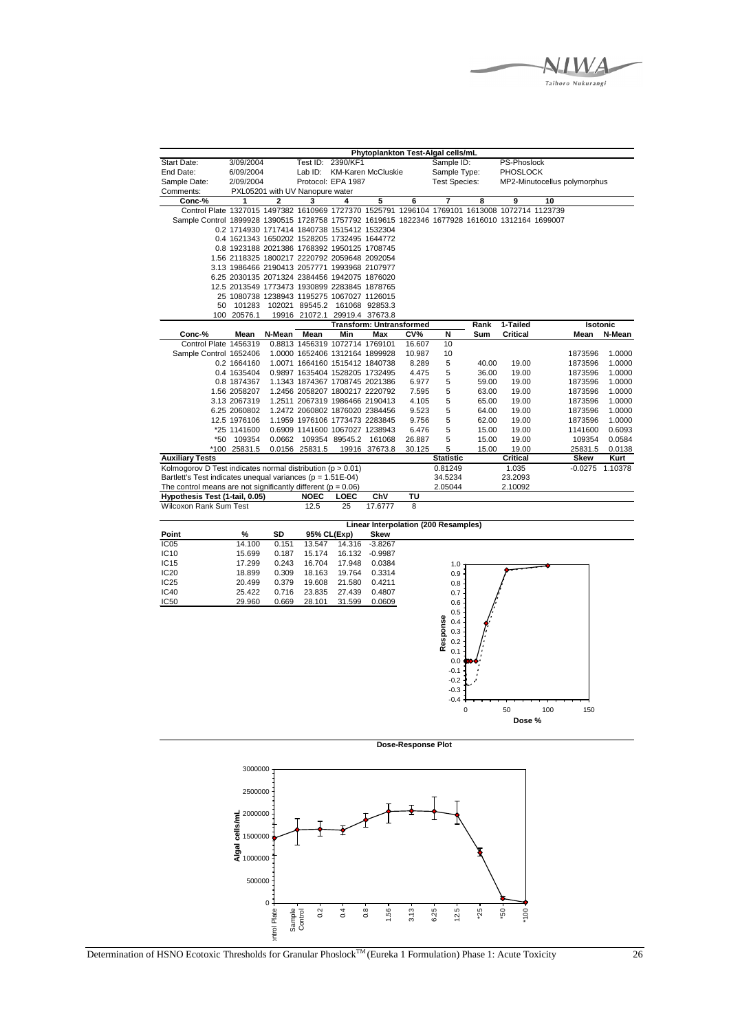## Phytoplankton Test-Algal cells/mL

| | | | | | | | | | |
|---|---|---|---|---|---|---|---|---|---|
| Start Date: | 3/09/2004 | Test ID: | 2390/KF1 | | Sample ID: | PS-Phoslock | | | |
| End Date: | 6/09/2004 | Lab ID: | KM-Karen McCluskie | | Sample Type: | PHOSLOCK | | | |
| Sample Date: | 2/09/2004 | Protocol: | EPA 1987 | | Test Species: | MP2-Minutocellus polymorphus | | | |
| Comments: | PXL05201 with UV Nanopure water | | | | | | | | |

| Conc-% | 1 | 2 | 3 | 4 | 5 | 6 | 7 | 8 | 9 | 10 |
|---|---|---|---|---|---|---|---|---|---|---|
| Control Plate | 1327015 | 1497382 | 1610969 | 1727370 | 1525791 | 1296104 | 1769101 | 1613008 | 1072714 | 1123739 |
| Sample Control | 1899928 | 1390515 | 1728758 | 1757792 | 1619615 | 1822346 | 1677928 | 1616010 | 1312164 | 1699007 |
| 0.2 | 1714930 | 1717414 | 1840738 | 1515412 | 1532304 | | | | | |
| 0.4 | 1621343 | 1650202 | 1528205 | 1732495 | 1644772 | | | | | |
| 0.8 | 1923188 | 2021386 | 1768392 | 1950125 | 1708745 | | | | | |
| 1.56 | 2118325 | 1800217 | 2220792 | 2059648 | 2092054 | | | | | |
| 3.13 | 1986466 | 2190413 | 2057771 | 1993968 | 2107977 | | | | | |
| 6.25 | 2030135 | 2071324 | 2384456 | 1942075 | 1876020 | | | | | |
| 12.5 | 2013549 | 1773473 | 1930899 | 2283845 | 1878765 | | | | | |
| 25 | 1080738 | 1238943 | 1195275 | 1067027 | 1126015 | | | | | |
| 50 | 101283 | 102021 | 89545.2 | 161068 | 92853.3 | | | | | |
| 100 | 20576.1 | 19916 | 21072.1 | 29919.4 | 37673.8 | | | | | |

| | | | Transform: Untransformed | | | | | Rank | 1-Tailed | Isotonic | |
|---|---|---|---|---|---|---|---|---|---|---|---|
| Conc-% | Mean | N-Mean | Mean | Min | Max | CV% | N | Sum | Critical | Mean | N-Mean |
| Control Plate | 1456319 | 0.8813 | 1456319 | 1072714 | 1769101 | 16.607 | 10 | | | | |
| Sample Control | 1652406 | 1.0000 | 1652406 | 1312164 | 1899928 | 10.987 | 10 | | | 1873596 | 1.0000 |
| 0.2 | 1664160 | 1.0071 | 1664160 | 1515412 | 1840738 | 8.289 | 5 | 40.00 | 19.00 | 1873596 | 1.0000 |
| 0.4 | 1635404 | 0.9897 | 1635404 | 1528205 | 1732495 | 4.475 | 5 | 36.00 | 19.00 | 1873596 | 1.0000 |
| 0.8 | 1874367 | 1.1343 | 1874367 | 1708745 | 2021386 | 6.977 | 5 | 59.00 | 19.00 | 1873596 | 1.0000 |
| 1.56 | 2058207 | 1.2456 | 2058207 | 1800217 | 2220792 | 7.595 | 5 | 63.00 | 19.00 | 1873596 | 1.0000 |
| 3.13 | 2067319 | 1.2511 | 2067319 | 1986466 | 2190413 | 4.105 | 5 | 65.00 | 19.00 | 1873596 | 1.0000 |
| 6.25 | 2060802 | 1.2472 | 2060802 | 1876020 | 2384456 | 9.523 | 5 | 64.00 | 19.00 | 1873596 | 1.0000 |
| 12.5 | 1976106 | 1.1959 | 1976106 | 1773473 | 2283845 | 9.756 | 5 | 62.00 | 19.00 | 1873596 | 1.0000 |
| *25 | 1141600 | 0.6909 | 1141600 | 1067027 | 1238943 | 6.476 | 5 | 15.00 | 19.00 | 1141600 | 0.6093 |
| *50 | 109354 | 0.0662 | 109354 | 89545.2 | 161068 | 26.887 | 5 | 15.00 | 19.00 | 109354 | 0.0584 |
| *100 | 25831.5 | 0.0156 | 25831.5 | 19916 | 37673.8 | 30.125 | 5 | 15.00 | 19.00 | 25831.5 | 0.0138 |

| Auxiliary Tests | Statistic | Critical | Skew | Kurt |
|---|---|---|---|---|
| Kolmogorov D Test indicates normal distribution (p > 0.01) | 0.81249 | 1.035 | -0.0275 | 1.10378 |
| Bartlett's Test indicates unequal variances (p = 1.51E-04) | 34.5234 | 23.2093 | | |
| The control means are not significantly different (p = 0.06) | 2.05044 | 2.10092 | | |

| Hypothesis Test (1-tail, 0.05) | NOEC | LOEC | ChV | TU |
|---|---|---|---|---|
| Wilcoxon Rank Sum Test | 12.5 | 25 | 17.6777 | 8 |

### Linear Interpolation (200 Resamples)

| Point | % | SD | 95% CL(Exp) | | Skew |
|---|---|---|---|---|---|
| IC05 | 14.100 | 0.151 | 13.547 | 14.316 | -3.8267 |
| IC10 | 15.699 | 0.187 | 15.174 | 16.132 | -0.9987 |
| IC15 | 17.299 | 0.243 | 16.704 | 17.948 | 0.0384 |
| IC20 | 18.899 | 0.309 | 18.163 | 19.764 | 0.3314 |
| IC25 | 20.499 | 0.379 | 19.608 | 21.580 | 0.4211 |
| IC40 | 25.422 | 0.716 | 23.835 | 27.439 | 0.4807 |
| IC50 | 29.960 | 0.669 | 28.101 | 31.599 | 0.0609 |

Response vs Dose %

### Dose-Response Plot

Algal cells/mL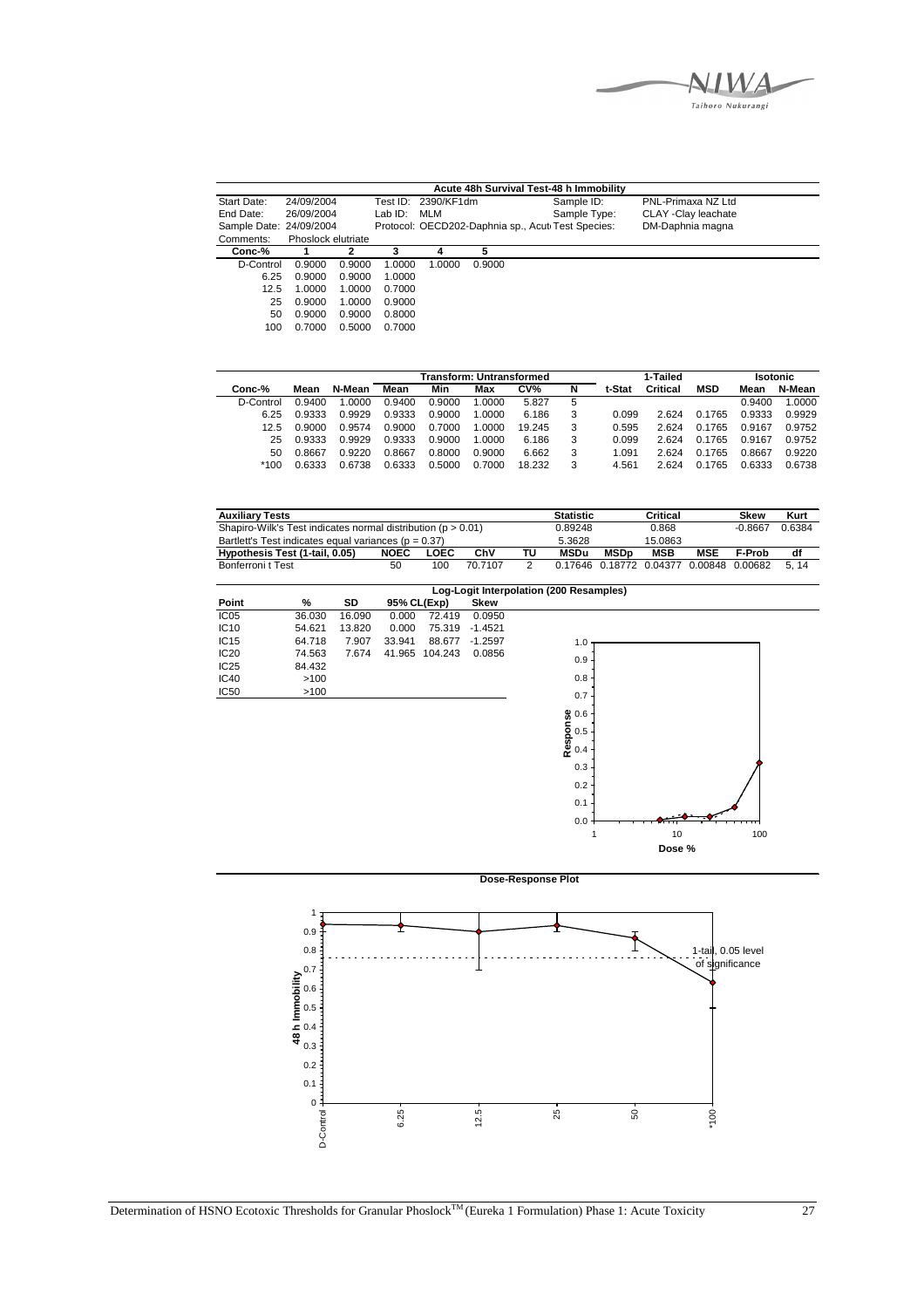**Acute 48h Survival Test-48 h Immobility**

| | | | | | | |
|---|---|---|---|---|---|---|
| Start Date: | 24/09/2004 | Test ID: | 2390/KF1dm | Sample ID: | PNL-Primaxa NZ Ltd | |
| End Date: | 26/09/2004 | Lab ID: | MLM | Sample Type: | CLAY -Clay leachate | |
| Sample Date: | 24/09/2004 | Protocol: | OECD202-Daphnia sp., Acut | Test Species: | DM-Daphnia magna | |
| Comments: | Phoslock elutriate | | | | | |

| Conc-% | 1 | 2 | 3 | 4 | 5 |
|---|---|---|---|---|---|
| D-Control | 0.9000 | 0.9000 | 1.0000 | 1.0000 | 0.9000 |
| 6.25 | 0.9000 | 0.9000 | 1.0000 | | |
| 12.5 | 1.0000 | 1.0000 | 0.7000 | | |
| 25 | 0.9000 | 1.0000 | 0.9000 | | |
| 50 | 0.9000 | 0.9000 | 0.8000 | | |
| 100 | 0.7000 | 0.5000 | 0.7000 | | |

| | | | Transform: Untransformed | | | | | 1-Tailed | | | Isotonic | |
|---|---|---|---|---|---|---|---|---|---|---|---|---|
| Conc-% | Mean | N-Mean | Mean | Min | Max | CV% | N | t-Stat | Critical | MSD | Mean | N-Mean |
| D-Control | 0.9400 | 1.0000 | 0.9400 | 0.9000 | 1.0000 | 5.827 | 5 | | | | 0.9400 | 1.0000 |
| 6.25 | 0.9333 | 0.9929 | 0.9333 | 0.9000 | 1.0000 | 6.186 | 3 | 0.099 | 2.624 | 0.1765 | 0.9333 | 0.9929 |
| 12.5 | 0.9000 | 0.9574 | 0.9000 | 0.7000 | 1.0000 | 19.245 | 3 | 0.595 | 2.624 | 0.1765 | 0.9167 | 0.9752 |
| 25 | 0.9333 | 0.9929 | 0.9333 | 0.9000 | 1.0000 | 6.186 | 3 | 0.099 | 2.624 | 0.1765 | 0.9167 | 0.9752 |
| 50 | 0.8667 | 0.9220 | 0.8667 | 0.8000 | 0.9000 | 6.662 | 3 | 1.091 | 2.624 | 0.1765 | 0.8667 | 0.9220 |
| *100 | 0.6333 | 0.6738 | 0.6333 | 0.5000 | 0.7000 | 18.232 | 3 | 4.561 | 2.624 | 0.1765 | 0.6333 | 0.6738 |

| Auxiliary Tests | | | | | Statistic | | Critical | | Skew | Kurt |
|---|---|---|---|---|---|---|---|---|---|---|
| Shapiro-Wilk's Test indicates normal distribution (p > 0.01) | | | | | 0.89248 | | 0.868 | | -0.8667 | 0.6384 |
| Bartlett's Test indicates equal variances (p = 0.37) | | | | | 5.3628 | | 15.0863 | | | |
| **Hypothesis Test (1-tail, 0.05)** | **NOEC** | **LOEC** | **ChV** | **TU** | **MSDu** | **MSDp** | **MSB** | **MSE** | **F-Prob** | **df** |
| Bonferroni t Test | 50 | 100 | 70.7107 | 2 | 0.17646 | 0.18772 | 0.04377 | 0.00848 | 0.00682 | 5, 14 |

**Log-Logit Interpolation (200 Resamples)**

| Point | % | SD | 95% CL(Exp) | | Skew |
|---|---|---|---|---|---|
| IC05 | 36.030 | 16.090 | 0.000 | 72.419 | 0.0950 |
| IC10 | 54.621 | 13.820 | 0.000 | 75.319 | -1.4521 |
| IC15 | 64.718 | 7.907 | 33.941 | 88.677 | -1.2597 |
| IC20 | 74.563 | 7.674 | 41.965 | 104.243 | 0.0856 |
| IC25 | 84.432 | | | | |
| IC40 | >100 | | | | |
| IC50 | >100 | | | | |

**Dose-Response Plot**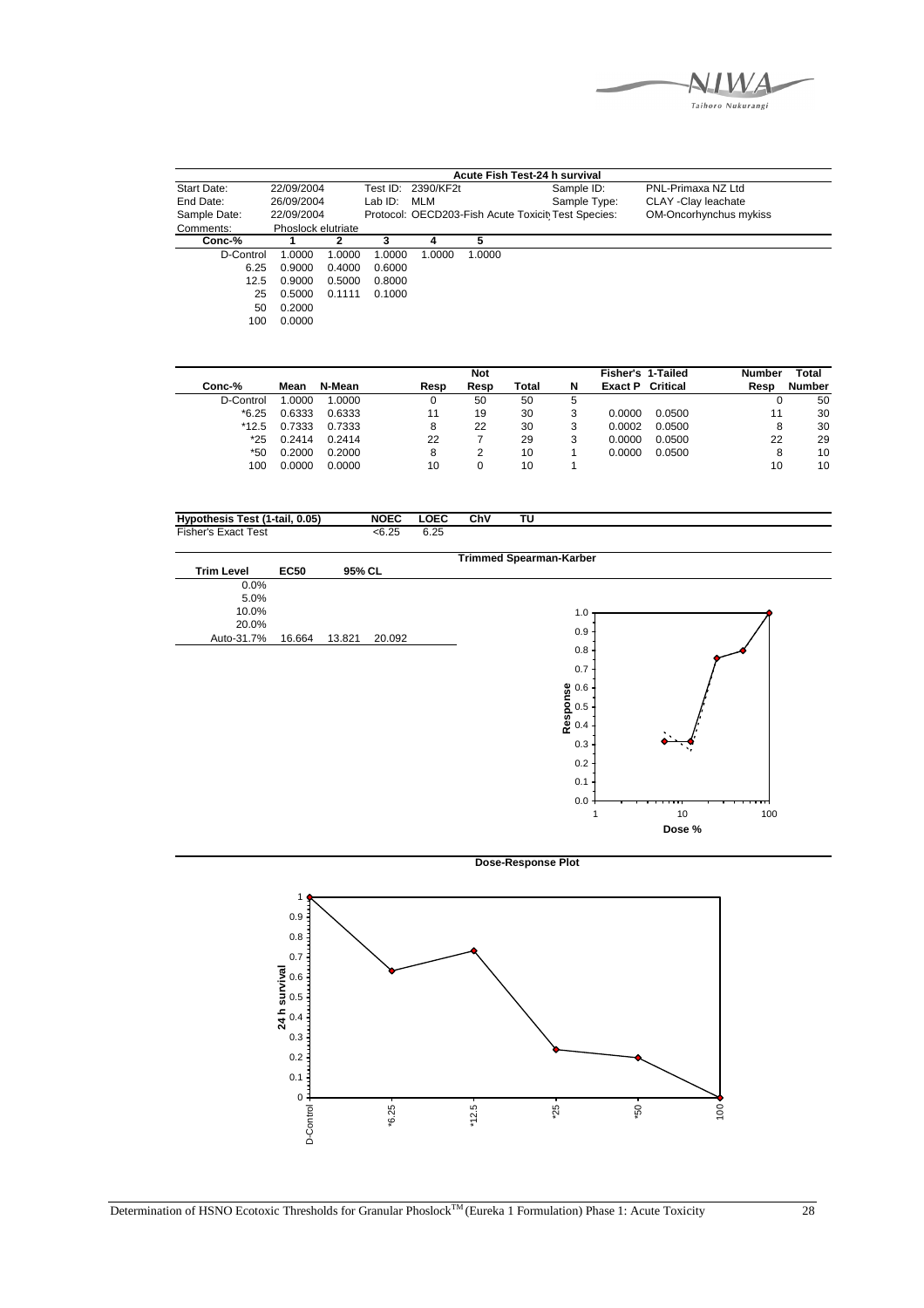## Acute Fish Test-24 h survival

| | | | | | | | |
|---|---|---|---|---|---|---|---|
| Start Date: | 22/09/2004 | Test ID: | 2390/KF2t | | Sample ID: | | PNL-Primaxa NZ Ltd |
| End Date: | 26/09/2004 | Lab ID: | MLM | | Sample Type: | | CLAY -Clay leachate |
| Sample Date: | 22/09/2004 | Protocol: | OECD203-Fish Acute Toxicit | | Test Species: | | OM-Oncorhynchus mykiss |
| Comments: | Phoslock elutriate | | | | | | |

| Conc-% | 1 | 2 | 3 | 4 | 5 |
|---|---|---|---|---|---|
| D-Control | 1.0000 | 1.0000 | 1.0000 | 1.0000 | 1.0000 |
| 6.25 | 0.9000 | 0.4000 | 0.6000 | | |
| 12.5 | 0.9000 | 0.5000 | 0.8000 | | |
| 25 | 0.5000 | 0.1111 | 0.1000 | | |
| 50 | 0.2000 | | | | |
| 100 | 0.0000 | | | | |

| Conc-% | Mean | N-Mean | Resp | Not Resp | Total | N | Fisher's Exact P | 1-Tailed Critical | Number Resp | Total Number |
|---|---|---|---|---|---|---|---|---|---|---|
| D-Control | 1.0000 | 1.0000 | 0 | 50 | 50 | 5 | | | 0 | 50 |
| *6.25 | 0.6333 | 0.6333 | 11 | 19 | 30 | 3 | 0.0000 | 0.0500 | 11 | 30 |
| *12.5 | 0.7333 | 0.7333 | 8 | 22 | 30 | 3 | 0.0002 | 0.0500 | 8 | 30 |
| *25 | 0.2414 | 0.2414 | 22 | 7 | 29 | 3 | 0.0000 | 0.0500 | 22 | 29 |
| *50 | 0.2000 | 0.2000 | 8 | 2 | 10 | 1 | 0.0000 | 0.0500 | 8 | 10 |
| 100 | 0.0000 | 0.0000 | 10 | 0 | 10 | 1 | | | 10 | 10 |

| Hypothesis Test (1-tail, 0.05) | NOEC | LOEC | ChV | TU |
|---|---|---|---|---|
| Fisher's Exact Test | <6.25 | 6.25 | | |

### Trimmed Spearman-Karber

| Trim Level | EC50 | 95% CL | |
|---|---|---|---|
| 0.0% | | | |
| 5.0% | | | |
| 10.0% | | | |
| 20.0% | | | |
| Auto-31.7% | 16.664 | 13.821 | 20.092 |

### Dose-Response Plot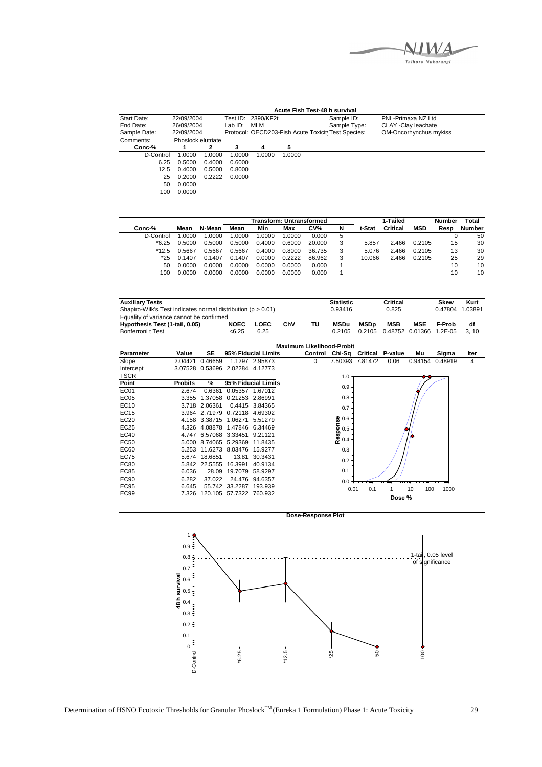## Acute Fish Test-48 h survival

| | | | | | | | |
|---|---|---|---|---|---|---|---|
| Start Date: | 22/09/2004 | Test ID: | 2390/KF2t | | Sample ID: | PNL-Primaxa NZ Ltd | |
| End Date: | 26/09/2004 | Lab ID: | MLM | | Sample Type: | CLAY -Clay leachate | |
| Sample Date: | 22/09/2004 | Protocol: | OECD203-Fish Acute Toxicity | | Test Species: | OM-Oncorhynchus mykiss | |
| Comments: | Phoslock elutriate | | | | | | |

| Conc-% | 1 | 2 | 3 | 4 | 5 |
|---|---|---|---|---|---|
| D-Control | 1.0000 | 1.0000 | 1.0000 | 1.0000 | 1.0000 |
| 6.25 | 0.5000 | 0.4000 | 0.6000 | | |
| 12.5 | 0.4000 | 0.5000 | 0.8000 | | |
| 25 | 0.2000 | 0.2222 | 0.0000 | | |
| 50 | 0.0000 | | | | |
| 100 | 0.0000 | | | | |

| | | | Transform: Untransformed | | | | | | 1-Tailed | | Number | Total |
|---|---|---|---|---|---|---|---|---|---|---|---|---|
| Conc-% | Mean | N-Mean | Mean | Min | Max | CV% | N | t-Stat | Critical | MSD | Resp | Number |
| D-Control | 1.0000 | 1.0000 | 1.0000 | 1.0000 | 1.0000 | 0.000 | 5 | | | | 0 | 50 |
| *6.25 | 0.5000 | 0.5000 | 0.5000 | 0.4000 | 0.6000 | 20.000 | 3 | 5.857 | 2.466 | 0.2105 | 15 | 30 |
| *12.5 | 0.5667 | 0.5667 | 0.5667 | 0.4000 | 0.8000 | 36.735 | 3 | 5.076 | 2.466 | 0.2105 | 13 | 30 |
| *25 | 0.1407 | 0.1407 | 0.1407 | 0.0000 | 0.2222 | 86.962 | 3 | 10.066 | 2.466 | 0.2105 | 25 | 29 |
| 50 | 0.0000 | 0.0000 | 0.0000 | 0.0000 | 0.0000 | 0.000 | 1 | | | | 10 | 10 |
| 100 | 0.0000 | 0.0000 | 0.0000 | 0.0000 | 0.0000 | 0.000 | 1 | | | | 10 | 10 |

| Auxiliary Tests | | | | | Statistic | | Critical | | Skew | Kurt |
|---|---|---|---|---|---|---|---|---|---|---|
| Shapiro-Wilk's Test indicates normal distribution (p > 0.01) | | | | | 0.93416 | | 0.825 | | 0.47804 | 1.03891 |
| Equality of variance cannot be confirmed | | | | | | | | | | |
| **Hypothesis Test (1-tail, 0.05)** | **NOEC** | **LOEC** | **ChV** | **TU** | **MSDu** | **MSDp** | **MSB** | **MSE** | **F-Prob** | **df** |
| Bonferroni t Test | <6.25 | 6.25 | | | 0.2105 | 0.2105 | 0.48752 | 0.01366 | 1.2E-05 | 3, 10 |

### Maximum Likelihood-Probit

| Parameter | Value | SE | 95% Fiducial Limits | | Control | Chi-Sq | Critical | P-value | Mu | Sigma | Iter |
|---|---|---|---|---|---|---|---|---|---|---|---|
| Slope | 2.04421 | 0.46659 | 1.1297 | 2.95873 | 0 | 7.50393 | 7.81472 | 0.06 | 0.94154 | 0.48919 | 4 |
| Intercept | 3.07528 | 0.53696 | 2.02284 | 4.12773 | | | | | | | |
| TSCR | | | | | | | | | | | |

| Point | Probits | % | 95% Fiducial Limits | |
|---|---|---|---|---|
| EC01 | 2.674 | 0.6361 | 0.05357 | 1.67012 |
| EC05 | 3.355 | 1.37058 | 0.21253 | 2.86991 |
| EC10 | 3.718 | 2.06361 | 0.4415 | 3.84365 |
| EC15 | 3.964 | 2.71979 | 0.72118 | 4.69302 |
| EC20 | 4.158 | 3.38715 | 1.06271 | 5.51279 |
| EC25 | 4.326 | 4.08878 | 1.47846 | 6.34469 |
| EC40 | 4.747 | 6.57068 | 3.33451 | 9.21121 |
| EC50 | 5.000 | 8.74065 | 5.29369 | 11.8435 |
| EC60 | 5.253 | 11.6273 | 8.03476 | 15.9277 |
| EC75 | 5.674 | 18.6851 | 13.81 | 30.3431 |
| EC80 | 5.842 | 22.5555 | 16.3991 | 40.9134 |
| EC85 | 6.036 | 28.09 | 19.7079 | 58.9297 |
| EC90 | 6.282 | 37.022 | 24.476 | 94.6357 |
| EC95 | 6.645 | 55.742 | 33.2287 | 193.939 |
| EC99 | 7.326 | 120.105 | 57.7322 | 760.932 |

### Dose-Response Plot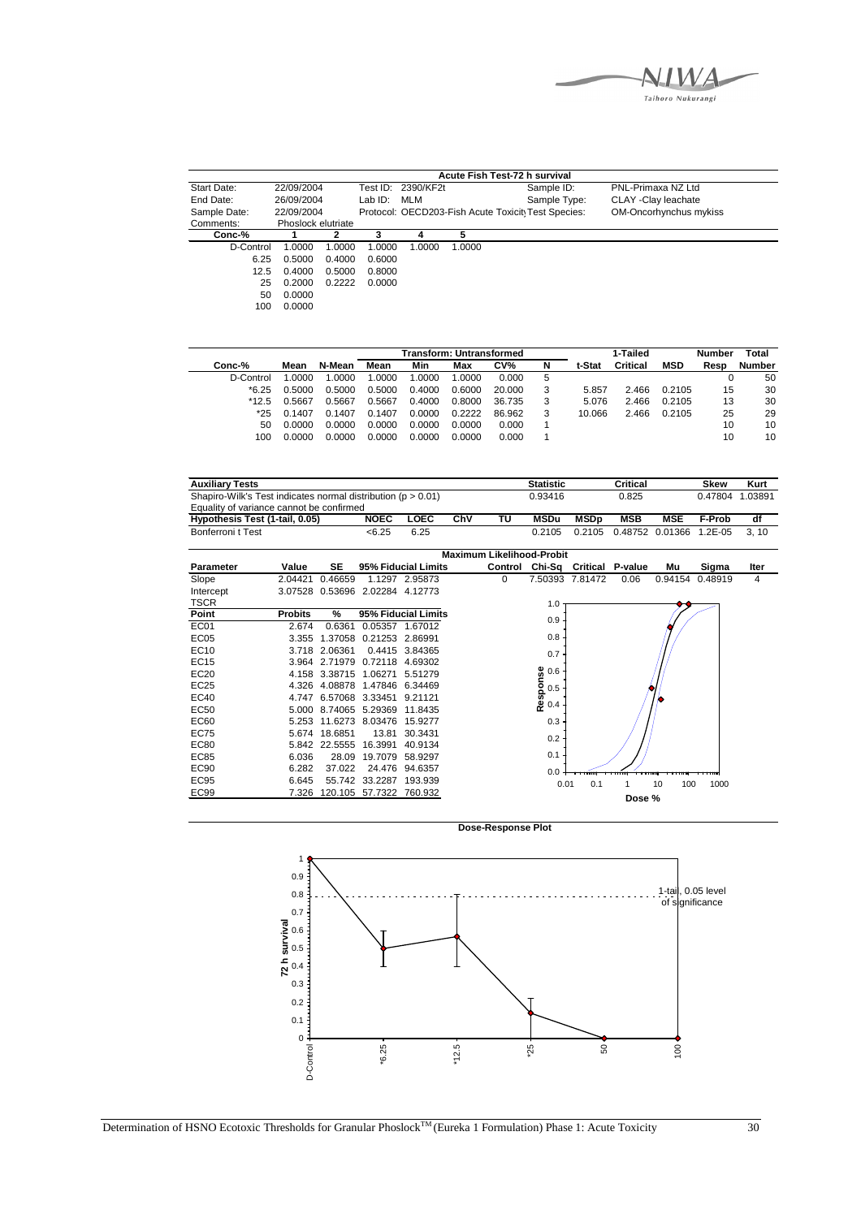## Acute Fish Test-72 h survival

| Start Date: | 22/09/2004 | Test ID: 2390/KF2t | Sample ID: | PNL-Primaxa NZ Ltd |
|---|---|---|---|---|
| End Date: | 26/09/2004 | Lab ID: MLM | Sample Type: | CLAY -Clay leachate |
| Sample Date: | 22/09/2004 | Protocol: OECD203-Fish Acute Toxicity | Test Species: | OM-Oncorhynchus mykiss |
| Comments: | Phoslock elutriate | | | |

| Conc-% | 1 | 2 | 3 | 4 | 5 |
|---|---|---|---|---|---|
| D-Control | 1.0000 | 1.0000 | 1.0000 | 1.0000 | 1.0000 |
| 6.25 | 0.5000 | 0.4000 | 0.6000 | | |
| 12.5 | 0.4000 | 0.5000 | 0.8000 | | |
| 25 | 0.2000 | 0.2222 | 0.0000 | | |
| 50 | 0.0000 | | | | |
| 100 | 0.0000 | | | | |

| | | | Transform: Untransformed | | | | | | 1-Tailed | | Number | Total |
|---|---|---|---|---|---|---|---|---|---|---|---|---|
| Conc-% | Mean | N-Mean | Mean | Min | Max | CV% | N | t-Stat | Critical | MSD | Resp | Number |
| D-Control | 1.0000 | 1.0000 | 1.0000 | 1.0000 | 1.0000 | 0.000 | 5 | | | | 0 | 50 |
| *6.25 | 0.5000 | 0.5000 | 0.5000 | 0.4000 | 0.6000 | 20.000 | 3 | 5.857 | 2.466 | 0.2105 | 15 | 30 |
| *12.5 | 0.5667 | 0.5667 | 0.5667 | 0.4000 | 0.8000 | 36.735 | 3 | 5.076 | 2.466 | 0.2105 | 13 | 30 |
| *25 | 0.1407 | 0.1407 | 0.1407 | 0.0000 | 0.2222 | 86.962 | 3 | 10.066 | 2.466 | 0.2105 | 25 | 29 |
| 50 | 0.0000 | 0.0000 | 0.0000 | 0.0000 | 0.0000 | 0.000 | 1 | | | | 10 | 10 |
| 100 | 0.0000 | 0.0000 | 0.0000 | 0.0000 | 0.0000 | 0.000 | 1 | | | | 10 | 10 |

| Auxiliary Tests | Statistic | Critical | Skew | Kurt |
|---|---|---|---|---|
| Shapiro-Wilk's Test indicates normal distribution (p > 0.01) | 0.93416 | 0.825 | 0.47804 | 1.03891 |
| Equality of variance cannot be confirmed | | | | |

| Hypothesis Test (1-tail, 0.05) | NOEC | LOEC | ChV | TU | MSDu | MSDp | MSB | MSE | F-Prob | df |
|---|---|---|---|---|---|---|---|---|---|---|
| Bonferroni t Test | <6.25 | 6.25 | | | 0.2105 | 0.2105 | 0.48752 | 0.01366 | 1.2E-05 | 3, 10 |

**Maximum Likelihood-Probit**

| Parameter | Value | SE | 95% Fiducial Limits | | Control | Chi-Sq | Critical | P-value | Mu | Sigma | Iter |
|---|---|---|---|---|---|---|---|---|---|---|---|
| Slope | 2.04421 | 0.46659 | 1.1297 | 2.95873 | 0 | 7.50393 | 7.81472 | 0.06 | 0.94154 | 0.48919 | 4 |
| Intercept | 3.07528 | 0.53696 | 2.02284 | 4.12773 | | | | | | | |
| TSCR | | | | | | | | | | | |

| Point | Probits | % | 95% Fiducial Limits | |
|---|---|---|---|---|
| EC01 | 2.674 | 0.6361 | 0.05357 | 1.67012 |
| EC05 | 3.355 | 1.37058 | 0.21253 | 2.86991 |
| EC10 | 3.718 | 2.06361 | 0.4415 | 3.84365 |
| EC15 | 3.964 | 2.71979 | 0.72118 | 4.69302 |
| EC20 | 4.158 | 3.38715 | 1.06271 | 5.51279 |
| EC25 | 4.326 | 4.08878 | 1.47846 | 6.34469 |
| EC40 | 4.747 | 6.57068 | 3.33451 | 9.21121 |
| EC50 | 5.000 | 8.74065 | 5.29369 | 11.8435 |
| EC60 | 5.253 | 11.6273 | 8.03476 | 15.9277 |
| EC75 | 5.674 | 18.6851 | 13.81 | 30.3431 |
| EC80 | 5.842 | 22.5555 | 16.3991 | 40.9134 |
| EC85 | 6.036 | 28.09 | 19.7079 | 58.9297 |
| EC90 | 6.282 | 37.022 | 24.476 | 94.6357 |
| EC95 | 6.645 | 55.742 | 33.2287 | 193.939 |
| EC99 | 7.326 | 120.105 | 57.7322 | 760.932 |

**Dose-Response Plot**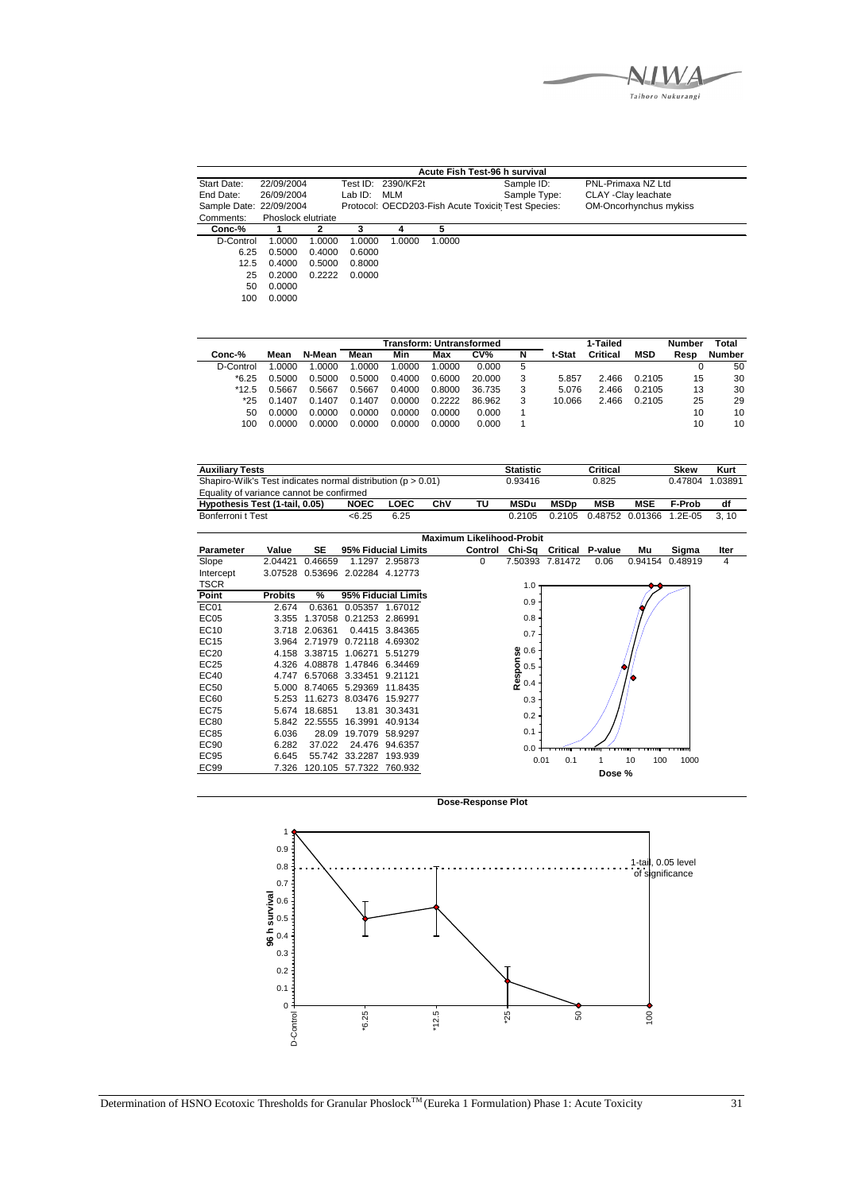## Acute Fish Test-96 h survival

| Start Date: | 22/09/2004 | Test ID: | 2390/KF2t | Sample ID: | PNL-Primaxa NZ Ltd |
|---|---|---|---|---|---|
| End Date: | 26/09/2004 | Lab ID: | MLM | Sample Type: | CLAY -Clay leachate |
| Sample Date: | 22/09/2004 | Protocol: | OECD203-Fish Acute Toxicity | Test Species: | OM-Oncorhynchus mykiss |
| Comments: | Phoslock elutriate | | | | |

| Conc-% | 1 | 2 | 3 | 4 | 5 |
|---|---|---|---|---|---|
| D-Control | 1.0000 | 1.0000 | 1.0000 | 1.0000 | 1.0000 |
| 6.25 | 0.5000 | 0.4000 | 0.6000 | | |
| 12.5 | 0.4000 | 0.5000 | 0.8000 | | |
| 25 | 0.2000 | 0.2222 | 0.0000 | | |
| 50 | 0.0000 | | | | |
| 100 | 0.0000 | | | | |

| | | | Transform: Untransformed | | | | | | 1-Tailed | | Number | Total |
|---|---|---|---|---|---|---|---|---|---|---|---|---|
| Conc-% | Mean | N-Mean | Mean | Min | Max | CV% | N | t-Stat | Critical | MSD | Resp | Number |
| D-Control | 1.0000 | 1.0000 | 1.0000 | 1.0000 | 1.0000 | 0.000 | 5 | | | | 0 | 50 |
| *6.25 | 0.5000 | 0.5000 | 0.5000 | 0.4000 | 0.6000 | 20.000 | 3 | 5.857 | 2.466 | 0.2105 | 15 | 30 |
| *12.5 | 0.5667 | 0.5667 | 0.5667 | 0.4000 | 0.8000 | 36.735 | 3 | 5.076 | 2.466 | 0.2105 | 13 | 30 |
| *25 | 0.1407 | 0.1407 | 0.1407 | 0.0000 | 0.2222 | 86.962 | 3 | 10.066 | 2.466 | 0.2105 | 25 | 29 |
| 50 | 0.0000 | 0.0000 | 0.0000 | 0.0000 | 0.0000 | 0.000 | 1 | | | | 10 | 10 |
| 100 | 0.0000 | 0.0000 | 0.0000 | 0.0000 | 0.0000 | 0.000 | 1 | | | | 10 | 10 |

| Auxiliary Tests | | | | | Statistic | | Critical | | Skew | Kurt |
|---|---|---|---|---|---|---|---|---|---|---|
| Shapiro-Wilk's Test indicates normal distribution (p > 0.01) | | | | | 0.93416 | | 0.825 | | 0.47804 | 1.03891 |
| Equality of variance cannot be confirmed | | | | | | | | | | |
| **Hypothesis Test (1-tail, 0.05)** | **NOEC** | **LOEC** | **ChV** | **TU** | **MSDu** | **MSDp** | **MSB** | **MSE** | **F-Prob** | **df** |
| Bonferroni t Test | <6.25 | 6.25 | | | 0.2105 | 0.2105 | 0.48752 | 0.01366 | 1.2E-05 | 3, 10 |

### Maximum Likelihood-Probit

| Parameter | Value | SE | 95% Fiducial Limits | | Control | Chi-Sq | Critical | P-value | Mu | Sigma | Iter |
|---|---|---|---|---|---|---|---|---|---|---|---|
| Slope | 2.04421 | 0.46659 | 1.1297 | 2.95873 | 0 | 7.50393 | 7.81472 | 0.06 | 0.94154 | 0.48919 | 4 |
| Intercept | 3.07528 | 0.53696 | 2.02284 | 4.12773 | | | | | | | |
| TSCR | | | | | | | | | | | |

| Point | Probits | % | 95% Fiducial Limits | |
|---|---|---|---|---|
| EC01 | 2.674 | 0.6361 | 0.05357 | 1.67012 |
| EC05 | 3.355 | 1.37058 | 0.21253 | 2.86991 |
| EC10 | 3.718 | 2.06361 | 0.4415 | 3.84365 |
| EC15 | 3.964 | 2.71979 | 0.72118 | 4.69302 |
| EC20 | 4.158 | 3.38715 | 1.06271 | 5.51279 |
| EC25 | 4.326 | 4.08878 | 1.47846 | 6.34469 |
| EC40 | 4.747 | 6.57068 | 3.33451 | 9.21121 |
| EC50 | 5.000 | 8.74065 | 5.29369 | 11.8435 |
| EC60 | 5.253 | 11.6273 | 8.03476 | 15.9277 |
| EC75 | 5.674 | 18.6851 | 13.81 | 30.3431 |
| EC80 | 5.842 | 22.5555 | 16.3991 | 40.9134 |
| EC85 | 6.036 | 28.09 | 19.7079 | 58.9297 |
| EC90 | 6.282 | 37.022 | 24.476 | 94.6357 |
| EC95 | 6.645 | 55.742 | 33.2287 | 193.939 |
| EC99 | 7.326 | 120.105 | 57.7322 | 760.932 |

### Dose-Response Plot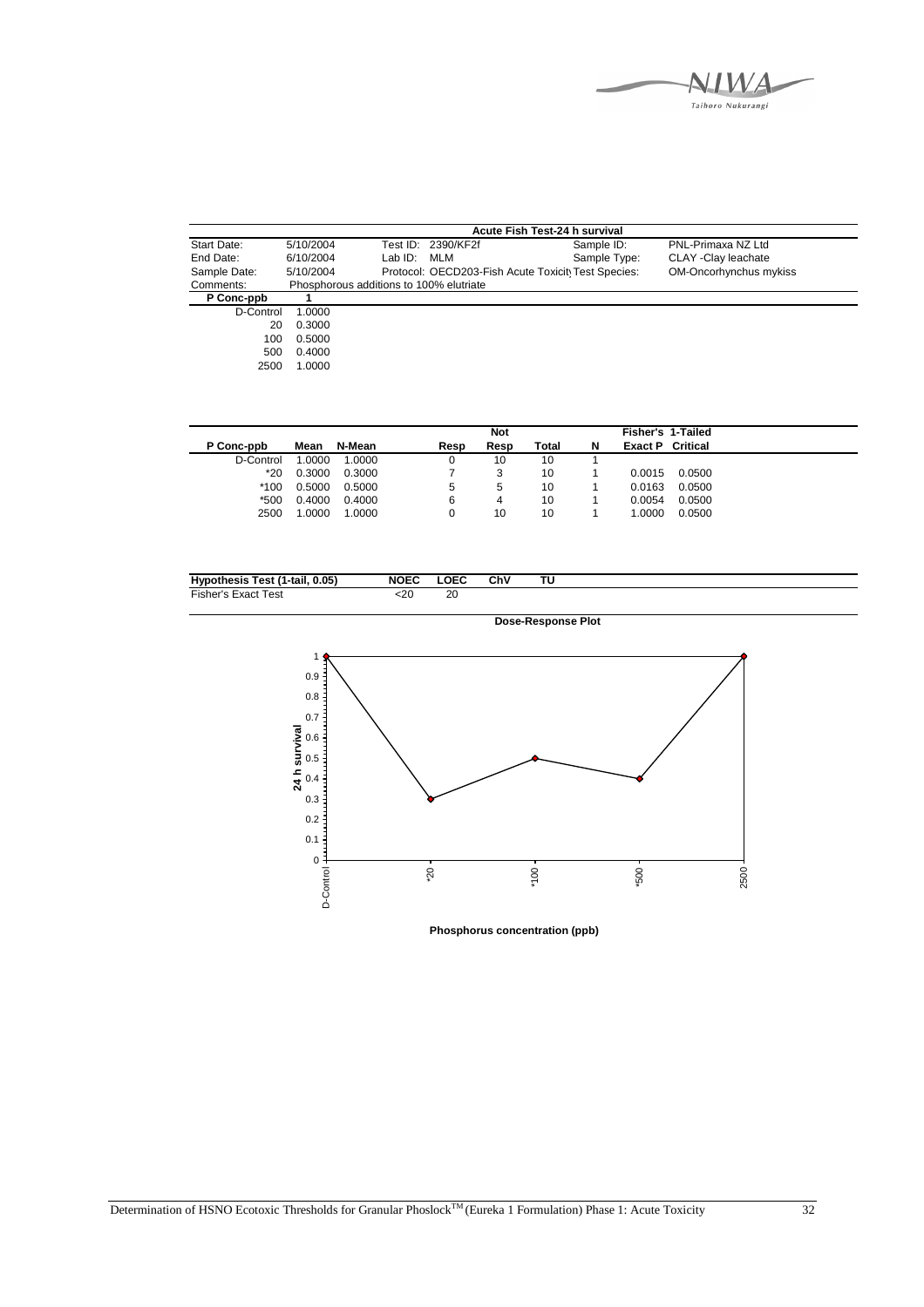**Acute Fish Test-24 h survival**

| | | | | | |
|---|---|---|---|---|---|
| Start Date: | 5/10/2004 | Test ID: 2390/KF2f | | Sample ID: | PNL-Primaxa NZ Ltd |
| End Date: | 6/10/2004 | Lab ID: MLM | | Sample Type: | CLAY -Clay leachate |
| Sample Date: | 5/10/2004 | Protocol: OECD203-Fish Acute Toxicity | | Test Species: | OM-Oncorhynchus mykiss |
| Comments: | Phosphorous additions to 100% elutriate | | | | |

| P Conc-ppb | 1 |
|---|---|
| D-Control | 1.0000 |
| 20 | 0.3000 |
| 100 | 0.5000 |
| 500 | 0.4000 |
| 2500 | 1.0000 |

| P Conc-ppb | Mean | N-Mean | Resp | Not Resp | Total | N | Fisher's 1-Tailed Exact P | Critical |
|---|---|---|---|---|---|---|---|---|
| D-Control | 1.0000 | 1.0000 | 0 | 10 | 10 | 1 | | |
| *20 | 0.3000 | 0.3000 | 7 | 3 | 10 | 1 | 0.0015 | 0.0500 |
| *100 | 0.5000 | 0.5000 | 5 | 5 | 10 | 1 | 0.0163 | 0.0500 |
| *500 | 0.4000 | 0.4000 | 6 | 4 | 10 | 1 | 0.0054 | 0.0500 |
| 2500 | 1.0000 | 1.0000 | 0 | 10 | 10 | 1 | 1.0000 | 0.0500 |

| Hypothesis Test (1-tail, 0.05) | NOEC | LOEC | ChV | TU |
|---|---|---|---|---|
| Fisher's Exact Test | <20 | 20 | | |

**Dose-Response Plot**

24 h survival vs Phosphorus concentration (ppb): D-Control 1, *20 0.3, *100 0.5, *500 0.4, 2500 1

**Phosphorus concentration (ppb)**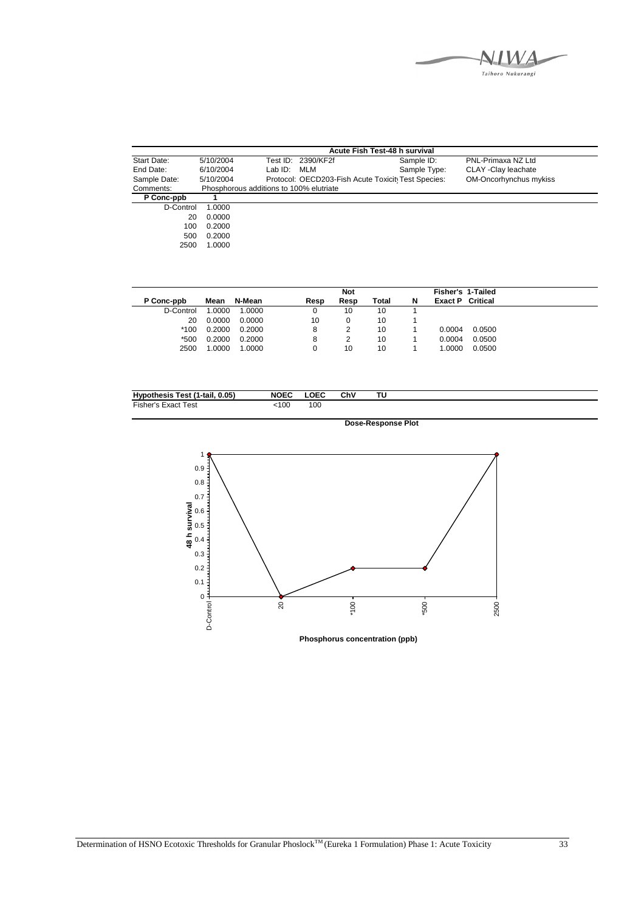**Acute Fish Test-48 h survival**

| | | | | |
|---|---|---|---|---|
| Start Date: | 5/10/2004 | Test ID: 2390/KF2f | Sample ID: | PNL-Primaxa NZ Ltd |
| End Date: | 6/10/2004 | Lab ID: MLM | Sample Type: | CLAY -Clay leachate |
| Sample Date: | 5/10/2004 | Protocol: OECD203-Fish Acute Toxicity | Test Species: | OM-Oncorhynchus mykiss |
| Comments: | Phosphorous additions to 100% elutriate | | | |

| P Conc-ppb | 1 |
|---|---|
| D-Control | 1.0000 |
| 20 | 0.0000 |
| 100 | 0.2000 |
| 500 | 0.2000 |
| 2500 | 1.0000 |

| P Conc-ppb | Mean | N-Mean | Resp | Not Resp | Total | N | Fisher's Exact P | 1-Tailed Critical |
|---|---|---|---|---|---|---|---|---|
| D-Control | 1.0000 | 1.0000 | 0 | 10 | 10 | 1 | | |
| 20 | 0.0000 | 0.0000 | 10 | 0 | 10 | 1 | | |
| *100 | 0.2000 | 0.2000 | 8 | 2 | 10 | 1 | 0.0004 | 0.0500 |
| *500 | 0.2000 | 0.2000 | 8 | 2 | 10 | 1 | 0.0004 | 0.0500 |
| 2500 | 1.0000 | 1.0000 | 0 | 10 | 10 | 1 | 1.0000 | 0.0500 |

| Hypothesis Test (1-tail, 0.05) | NOEC | LOEC | ChV | TU |
|---|---|---|---|---|
| Fisher's Exact Test | <100 | 100 | | |

**Dose-Response Plot**

Phosphorus concentration (ppb)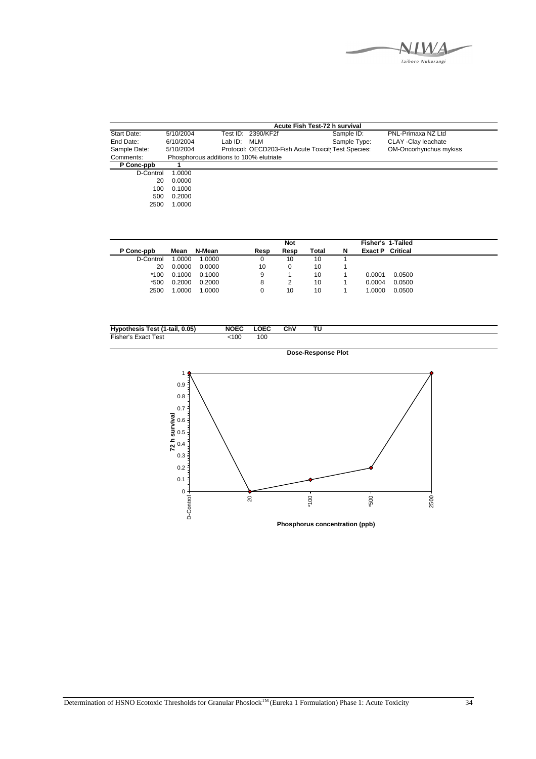## Acute Fish Test-72 h survival

| | | | |
|---|---|---|---|
| Start Date: 5/10/2004 | Test ID: 2390/KF2f | Sample ID: | PNL-Primaxa NZ Ltd |
| End Date: 6/10/2004 | Lab ID: MLM | Sample Type: | CLAY -Clay leachate |
| Sample Date: 5/10/2004 | Protocol: OECD203-Fish Acute Toxicity | Test Species: | OM-Oncorhynchus mykiss |
| Comments: | Phosphorous additions to 100% elutriate | | |

| P Conc-ppb | 1 |
|---|---|
| D-Control | 1.0000 |
| 20 | 0.0000 |
| 100 | 0.1000 |
| 500 | 0.2000 |
| 2500 | 1.0000 |

| P Conc-ppb | Mean | N-Mean | Resp | Not Resp | Total | N | Fisher's Exact P | 1-Tailed Critical |
|---|---|---|---|---|---|---|---|---|
| D-Control | 1.0000 | 1.0000 | 0 | 10 | 10 | 1 | | |
| 20 | 0.0000 | 0.0000 | 10 | 0 | 10 | 1 | | |
| *100 | 0.1000 | 0.1000 | 9 | 1 | 10 | 1 | 0.0001 | 0.0500 |
| *500 | 0.2000 | 0.2000 | 8 | 2 | 10 | 1 | 0.0004 | 0.0500 |
| 2500 | 1.0000 | 1.0000 | 0 | 10 | 10 | 1 | 1.0000 | 0.0500 |

| Hypothesis Test (1-tail, 0.05) | NOEC | LOEC | ChV | TU |
|---|---|---|---|---|
| Fisher's Exact Test | <100 | 100 | | |

Dose-Response Plot

72 h survival

1
0.9
0.8
0.7
0.6
0.5
0.4
0.3
0.2
0.1
0

D-Control
20
*100
*500
2500

Phosphorus concentration (ppb)